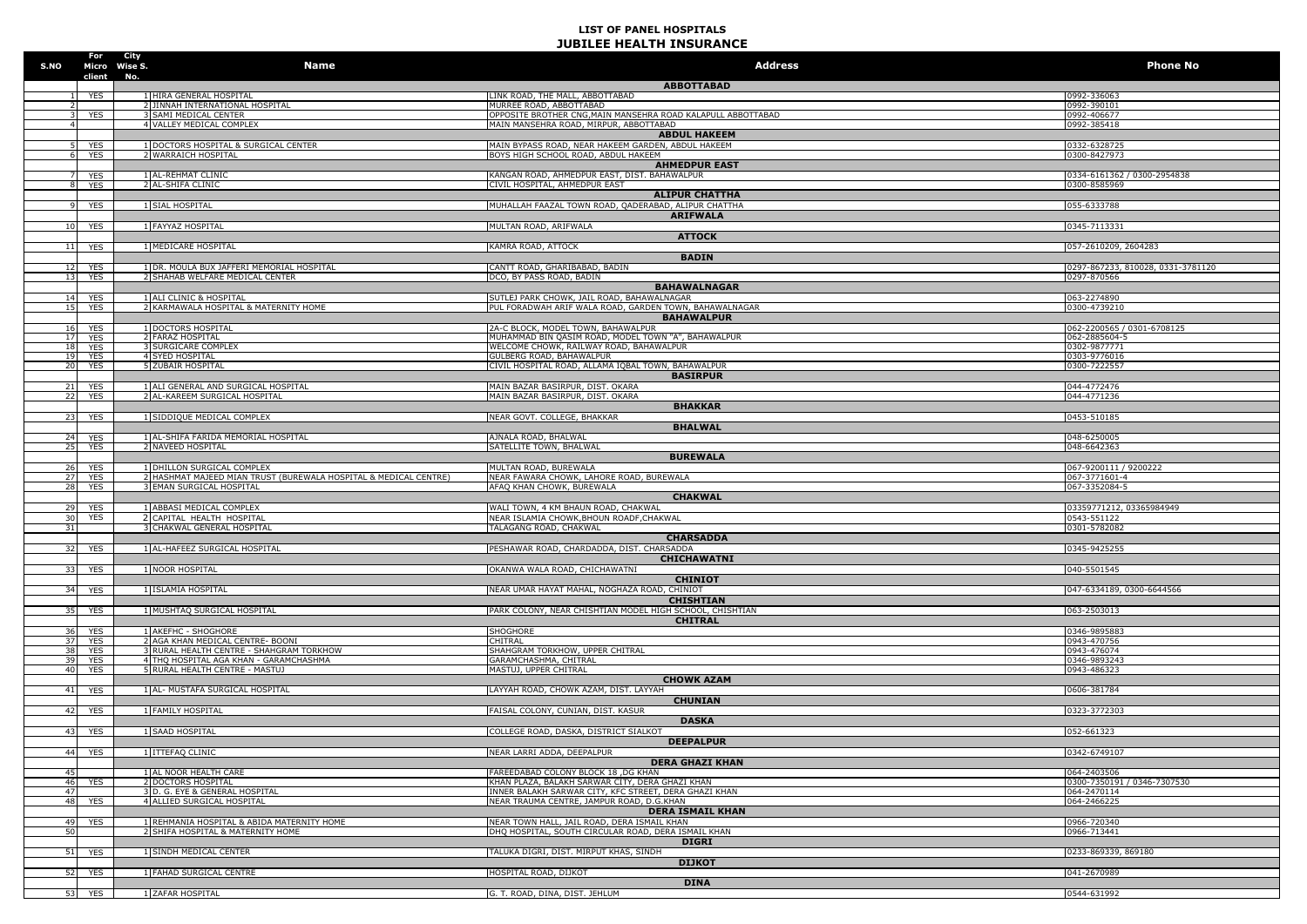# LIST OF PANEL HOSPITALS
## JUBILEE HEALTH INSURANCE

| S.NO | For Micro client | City Wise S. No. | Name | Address | Phone No |
|---|---|---|---|---|---|
| | | | | **ABBOTTABAD** | |
| 1 | YES | 1 | HIRA GENERAL HOSPITAL | LINK ROAD, THE MALL, ABBOTTABAD | 0992-336063 |
| 2 | | 2 | JINNAH INTERNATIONAL HOSPITAL | MURREE ROAD, ABBOTTABAD | 0992-390101 |
| 3 | YES | 3 | SAMI MEDICAL CENTER | OPPOSITE BROTHER CNG,MAIN MANSEHRA ROAD KALAPULL ABBOTTABAD | 0992-406677 |
| 4 | | 4 | VALLEY MEDICAL COMPLEX | MAIN MANSEHRA ROAD, MIRPUR, ABBOTTABAD | 0992-385418 |
| | | | | **ABDUL HAKEEM** | |
| 5 | YES | 1 | DOCTORS HOSPITAL & SURGICAL CENTER | MAIN BYPASS ROAD, NEAR HAKEEM GARDEN, ABDUL HAKEEM | 0332-6328725 |
| 6 | YES | 2 | WARRAICH HOSPITAL | BOYS HIGH SCHOOL ROAD, ABDUL HAKEEM | 0300-8427973 |
| | | | | **AHMEDPUR EAST** | |
| 7 | YES | 1 | AL-REHMAT CLINIC | KANGAN ROAD, AHMEDPUR EAST, DIST. BAHAWALPUR | 0334-6161362 / 0300-2954838 |
| 8 | YES | 2 | AL-SHIFA CLINIC | CIVIL HOSPITAL, AHMEDPUR EAST | 0300-8585969 |
| | | | | **ALIPUR CHATTHA** | |
| 9 | YES | 1 | SIAL HOSPITAL | MUHALLAH FAAZAL TOWN ROAD, QADERABAD, ALIPUR CHATTHA | 055-6333788 |
| | | | | **ARIFWALA** | |
| 10 | YES | 1 | FAYYAZ HOSPITAL | MULTAN ROAD, ARIFWALA | 0345-7113331 |
| | | | | **ATTOCK** | |
| 11 | YES | 1 | MEDICARE HOSPITAL | KAMRA ROAD, ATTOCK | 057-2610209, 2604283 |
| | | | | **BADIN** | |
| 12 | YES | 1 | DR. MOULA BUX JAFFERI MEMORIAL HOSPITAL | CANTT ROAD, GHARIBABAD, BADIN | 0297-867233, 810028, 0331-3781120 |
| 13 | YES | 2 | SHAHAB WELFARE MEDICAL CENTER | DCO, BY PASS ROAD, BADIN | 0297-870566 |
| | | | | **BAHAWALNAGAR** | |
| 14 | YES | 1 | ALI CLINIC & HOSPITAL | SUTLEJ PARK CHOWK, JAIL ROAD, BAHAWALNAGAR | 063-2274890 |
| 15 | YES | 2 | KARMAWALA HOSPITAL & MATERNITY HOME | PUL FORADWAH ARIF WALA ROAD, GARDEN TOWN, BAHAWALNAGAR | 0300-4739210 |
| | | | | **BAHAWALPUR** | |
| 16 | YES | 1 | DOCTORS HOSPITAL | 2A-C BLOCK, MODEL TOWN, BAHAWALPUR | 062-2200565 / 0301-6708125 |
| 17 | YES | 2 | FARAZ HOSPITAL | MUHAMMAD BIN QASIM ROAD, MODEL TOWN "A", BAHAWALPUR | 062-2885604-5 |
| 18 | YES | 3 | SURGICARE COMPLEX | WELCOME CHOWK, RAILWAY ROAD, BAHAWALPUR | 0302-9877771 |
| 19 | YES | 4 | SYED HOSPITAL | GULBERG ROAD, BAHAWALPUR | 0303-9776016 |
| 20 | YES | 5 | ZUBAIR HOSPITAL | CIVIL HOSPITAL ROAD, ALLAMA IQBAL TOWN, BAHAWALPUR | 0300-7222557 |
| | | | | **BASIRPUR** | |
| 21 | YES | 1 | ALI GENERAL AND SURGICAL HOSPITAL | MAIN BAZAR BASIRPUR, DIST. OKARA | 044-4772476 |
| 22 | YES | 2 | AL-KAREEM SURGICAL HOSPITAL | MAIN BAZAR BASIRPUR, DIST. OKARA | 044-4771236 |
| | | | | **BHAKKAR** | |
| 23 | YES | 1 | SIDDIQUE MEDICAL COMPLEX | NEAR GOVT. COLLEGE, BHAKKAR | 0453-510185 |
| | | | | **BHALWAL** | |
| 24 | YES | 1 | AL-SHIFA FARIDA MEMORIAL HOSPITAL | AJNALA ROAD, BHALWAL | 048-6250005 |
| 25 | YES | 2 | NAVEED HOSPITAL | SATELLITE TOWN, BHALWAL | 048-6642363 |
| | | | | **BUREWALA** | |
| 26 | YES | 1 | DHILLON SURGICAL COMPLEX | MULTAN ROAD, BUREWALA | 067-9200111 / 9200222 |
| 27 | YES | 2 | HASHMAT MAJEED MIAN TRUST (BUREWALA HOSPITAL & MEDICAL CENTRE) | NEAR FAWARA CHOWK, LAHORE ROAD, BUREWALA | 067-3771601-4 |
| 28 | YES | 3 | EMAN SURGICAL HOSPITAL | AFAQ KHAN CHOWK, BUREWALA | 067-3352084-5 |
| | | | | **CHAKWAL** | |
| 29 | YES | 1 | ABBASI MEDICAL COMPLEX | WALI TOWN, 4 KM BHAUN ROAD, CHAKWAL | 03359771212, 03365984949 |
| 30 | YES | 2 | CAPITAL HEALTH HOSPITAL | NEAR ISLAMIA CHOWK,BHOUN ROADF,CHAKWAL | 0543-551122 |
| 31 | | 3 | CHAKWAL GENERAL HOSPITAL | TALAGANG ROAD, CHAKWAL | 0301-5782082 |
| | | | | **CHARSADDA** | |
| 32 | YES | 1 | AL-HAFEEZ SURGICAL HOSPITAL | PESHAWAR ROAD, CHARDADDA, DIST. CHARSADDA | 0345-9425255 |
| | | | | **CHICHAWATNI** | |
| 33 | YES | 1 | NOOR HOSPITAL | OKANWA WALA ROAD, CHICHAWATNI | 040-5501545 |
| | | | | **CHINIOT** | |
| 34 | YES | 1 | ISLAMIA HOSPITAL | NEAR UMAR HAYAT MAHAL, NOGHAZA ROAD, CHINIOT | 047-6334189, 0300-6644566 |
| | | | | **CHISHTIAN** | |
| 35 | YES | 1 | MUSHTAQ SURGICAL HOSPITAL | PARK COLONY, NEAR CHISHTIAN MODEL HIGH SCHOOL, CHISHTIAN | 063-2503013 |
| | | | | **CHITRAL** | |
| 36 | YES | 1 | AKEFHC - SHOGHORE | SHOGHORE | 0346-9895883 |
| 37 | YES | 2 | AGA KHAN MEDICAL CENTRE- BOONI | CHITRAL | 0943-470756 |
| 38 | YES | 3 | RURAL HEALTH CENTRE - SHAHGRAM TORKHOW | SHAHGRAM TORKHOW, UPPER CHITRAL | 0943-476074 |
| 39 | YES | 4 | THQ HOSPITAL AGA KHAN - GARAMCHASHMA | GARAMCHASHMA, CHITRAL | 0346-9893243 |
| 40 | YES | 5 | RURAL HEALTH CENTRE - MASTUJ | MASTUJ, UPPER CHITRAL | 0943-486323 |
| | | | | **CHOWK AZAM** | |
| 41 | YES | 1 | AL- MUSTAFA SURGICAL HOSPITAL | LAYYAH ROAD, CHOWK AZAM, DIST. LAYYAH | 0606-381784 |
| | | | | **CHUNIAN** | |
| 42 | YES | 1 | FAMILY HOSPITAL | FAISAL COLONY, CUNIAN, DIST. KASUR | 0323-3772303 |
| | | | | **DASKA** | |
| 43 | YES | 1 | SAAD HOSPITAL | COLLEGE ROAD, DASKA, DISTRICT SIALKOT | 052-661323 |
| | | | | **DEEPALPUR** | |
| 44 | YES | 1 | ITTEFAQ CLINIC | NEAR LARRI ADDA, DEEPALPUR | 0342-6749107 |
| | | | | **DERA GHAZI KHAN** | |
| 45 | | 1 | AL NOOR HEALTH CARE | FAREEDABAD COLONY BLOCK 18 ,DG KHAN | 064-2403506 |
| 46 | YES | 2 | DOCTORS HOSPITAL | KHAN PLAZA, BALAKH SARWAR CITY, DERA GHAZI KHAN | 0300-7350191 / 0346-7307530 |
| 47 | | 3 | D. G. EYE & GENERAL HOSPITAL | INNER BALAKH SARWAR CITY, KFC STREET, DERA GHAZI KHAN | 064-2470114 |
| 48 | YES | 4 | ALLIED SURGICAL HOSPITAL | NEAR TRAUMA CENTRE, JAMPUR ROAD, D.G.KHAN | 064-2466225 |
| | | | | **DERA ISMAIL KHAN** | |
| 49 | YES | 1 | REHMANIA HOSPITAL & ABIDA MATERNITY HOME | NEAR TOWN HALL, JAIL ROAD, DERA ISMAIL KHAN | 0966-720340 |
| 50 | | 2 | SHIFA HOSPITAL & MATERNITY HOME | DHQ HOSPITAL, SOUTH CIRCULAR ROAD, DERA ISMAIL KHAN | 0966-713441 |
| | | | | **DIGRI** | |
| 51 | YES | 1 | SINDH MEDICAL CENTER | TALUKA DIGRI, DIST. MIRPUT KHAS, SINDH | 0233-869339, 869180 |
| | | | | **DIJKOT** | |
| 52 | YES | 1 | FAHAD SURGICAL CENTRE | HOSPITAL ROAD, DIJKOT | 041-2670989 |
| | | | | **DINA** | |
| 53 | YES | 1 | ZAFAR HOSPITAL | G. T. ROAD, DINA, DIST. JEHLUM | 0544-631992 |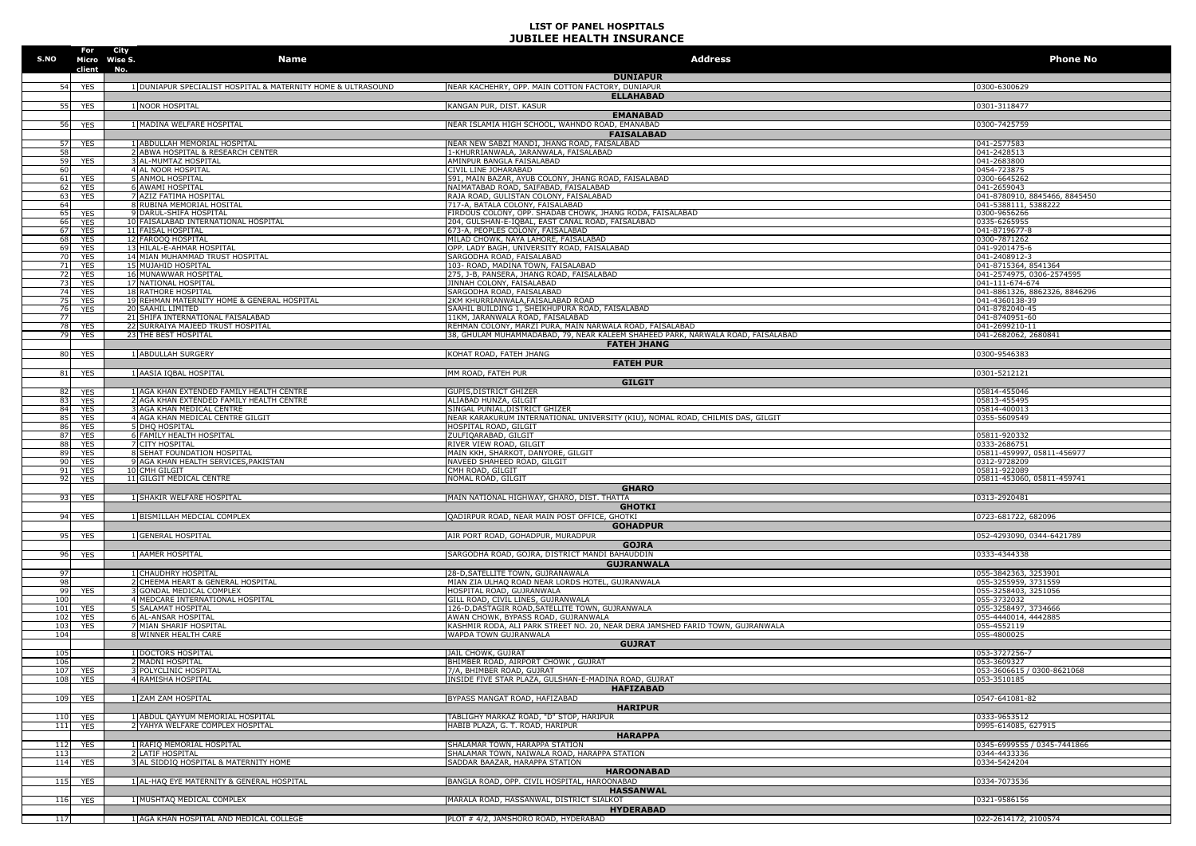# LIST OF PANEL HOSPITALS
## JUBILEE HEALTH INSURANCE

| S.NO | For Micro client | City Wise S. No. | Name | Address | Phone No |
|---|---|---|---|---|---|
| | | | | **DUNIAPUR** | |
| 54 | YES | 1 | DUNIAPUR SPECIALIST HOSPITAL & MATERNITY HOME & ULTRASOUND | NEAR KACHEHRY, OPP. MAIN COTTON FACTORY, DUNIAPUR | 0300-6300629 |
| | | | | **ELLAHABAD** | |
| 55 | YES | 1 | NOOR HOSPITAL | KANGAN PUR, DIST. KASUR | 0301-3118477 |
| | | | | **EMANABAD** | |
| 56 | YES | 1 | MADINA WELFARE HOSPITAL | NEAR ISLAMIA HIGH SCHOOL, WAHNDO ROAD, EMANABAD | 0300-7425759 |
| | | | | **FAISALABAD** | |
| 57 | YES | 1 | ABDULLAH MEMORIAL HOSPITAL | NEAR NEW SABZI MANDI, JHANG ROAD, FAISALABAD | 041-2577583 |
| 58 | | 2 | ABWA HOSPITAL & RESEARCH CENTER | 1-KHURRIANWALA, JARANWALA, FAISALABAD | 041-2428513 |
| 59 | YES | 3 | AL-MUMTAZ HOSPITAL | AMINPUR BANGLA FAISALABAD | 041-2683800 |
| 60 | | 4 | AL NOOR HOSPITAL | CIVIL LINE JOHARABAD | 0454-723875 |
| 61 | YES | 5 | ANMOL HOSPITAL | 591, MAIN BAZAR, AYUB COLONY, JHANG ROAD, FAISALABAD | 0300-6645262 |
| 62 | YES | 6 | AWAMI HOSPITAL | NAIMATABAD ROAD, SAIFABAD, FAISALABAD | 041-2659043 |
| 63 | YES | 7 | AZIZ FATIMA HOSPITAL | RAJA ROAD, GULISTAN COLONY, FAISALABAD | 041-8780910, 8845466, 8845450 |
| 64 | | 8 | RUBINA MEMORIAL HOSITAL | 717-A, BATALA COLONY, FAISALABAD | 041-5388111, 5388222 |
| 65 | YES | 9 | DARUL-SHIFA HOSPITAL | FIRDOUS COLONY, OPP. SHADAB CHOWK, JHANG RODA, FAISALABAD | 0300-9656266 |
| 66 | YES | 10 | FAISALABAD INTERNATIONAL HOSPITAL | 204, GULSHAN-E-IQBAL, EAST CANAL ROAD, FAISALABAD | 0335-6265955 |
| 67 | YES | 11 | FAISAL HOSPITAL | 673-A, PEOPLES COLONY, FAISALABAD | 041-8719677-8 |
| 68 | YES | 12 | FAROOQ HOSPITAL | MILAD CHOWK, NAYA LAHORE, FAISALABAD | 0300-7871262 |
| 69 | YES | 13 | HILAL-E-AHMAR HOSPITAL | OPP. LADY BAGH, UNIVERSITY ROAD, FAISALABAD | 041-9201475-6 |
| 70 | YES | 14 | MIAN MUHAMMAD TRUST HOSPITAL | SARGODHA ROAD, FAISALABAD | 041-2408912-3 |
| 71 | YES | 15 | MUJAHID HOSPITAL | 103- ROAD, MADINA TOWN, FAISALABAD | 041-8715364, 8541364 |
| 72 | YES | 16 | MUNAWWAR HOSPITAL | 275, J-B, PANSERA, JHANG ROAD, FAISALABAD | 041-2574975, 0306-2574595 |
| 73 | YES | 17 | NATIONAL HOSPITAL | JINNAH COLONY, FAISALABAD | 041-111-674-674 |
| 74 | YES | 18 | RATHORE HOSPITAL | SARGODHA ROAD, FAISALABAD | 041-8861326, 8862326, 8846296 |
| 75 | YES | 19 | REHMAN MATERNITY HOME & GENERAL HOSPITAL | 2KM KHURRIANWALA,FAISALABAD ROAD | 041-4360138-39 |
| 76 | YES | 20 | SAAHIL LIMITED | SAAHIL BUILDING 1, SHEIKHUPURA ROAD, FAISALABAD | 041-8782040-45 |
| 77 | | 21 | SHIFA INTERNATIONAL FAISALABAD | 11KM, JARANWALA ROAD, FAISALABAD | 041-8740951-60 |
| 78 | YES | 22 | SURRAIYA MAJEED TRUST HOSPITAL | REHMAN COLONY, MARZI PURA, MAIN NARWALA ROAD, FAISALABAD | 041-2699210-11 |
| 79 | YES | 23 | THE BEST HOSPITAL | 38, GHULAM MUHAMMADABAD, 79, NEAR KALEEM SHAHEED PARK, NARWALA ROAD, FAISALABAD | 041-2682062, 2680841 |
| | | | | **FATEH JHANG** | |
| 80 | YES | 1 | ABDULLAH SURGERY | KOHAT ROAD, FATEH JHANG | 0300-9546383 |
| | | | | **FATEH PUR** | |
| 81 | YES | 1 | AASIA IQBAL HOSPITAL | MM ROAD, FATEH PUR | 0301-5212121 |
| | | | | **GILGIT** | |
| 82 | YES | 1 | AGA KHAN EXTENDED FAMILY HEALTH CENTRE | GUPIS,DISTRICT GHIZER | 05814-455046 |
| 83 | YES | 2 | AGA KHAN EXTENDED FAMILY HEALTH CENTRE | ALIABAD HUNZA, GILGIT | 05813-455495 |
| 84 | YES | 3 | AGA KHAN MEDICAL CENTRE | SINGAL PUNIAL,DISTRICT GHIZER | 05814-400013 |
| 85 | YES | 4 | AGA KHAN MEDICAL CENTRE GILGIT | NEAR KARAKURUM INTERNATIONAL UNIVERSITY (KIU), NOMAL ROAD, CHILMIS DAS, GILGIT | 0355-5609549 |
| 86 | YES | 5 | DHQ HOSPITAL | HOSPITAL ROAD, GILGIT | |
| 87 | YES | 6 | FAMILY HEALTH HOSPITAL | ZULFIQARABAD, GILGIT | 05811-920332 |
| 88 | YES | 7 | CITY HOSPITAL | RIVER VIEW ROAD, GILGIT | 0333-2686751 |
| 89 | YES | 8 | SEHAT FOUNDATION HOSPITAL | MAIN KKH, SHARKOT, DANYORE, GILGIT | 05811-459997, 05811-456977 |
| 90 | YES | 9 | AGA KHAN HEALTH SERVICES,PAKISTAN | NAVEED SHAHEED ROAD, GILGIT | 0312-9728209 |
| 91 | YES | 10 | CMH GILGIT | CMH ROAD, GILGIT | 05811-922089 |
| 92 | YES | 11 | GILGIT MEDICAL CENTRE | NOMAL ROAD, GILGIT | 05811-453060, 05811-459741 |
| | | | | **GHARO** | |
| 93 | YES | 1 | SHAKIR WELFARE HOSPITAL | MAIN NATIONAL HIGHWAY, GHARO, DIST. THATTA | 0313-2920481 |
| | | | | **GHOTKI** | |
| 94 | YES | 1 | BISMILLAH MEDCIAL COMPLEX | QADIRPUR ROAD, NEAR MAIN POST OFFICE, GHOTKI | 0723-681722, 682096 |
| | | | | **GOHADPUR** | |
| 95 | YES | 1 | GENERAL HOSPITAL | AIR PORT ROAD, GOHADPUR, MURADPUR | 052-4293090, 0344-6421789 |
| | | | | **GOJRA** | |
| 96 | YES | 1 | AAMER HOSPITAL | SARGODHA ROAD, GOJRA, DISTRICT MANDI BAHAUDDIN | 0333-4344338 |
| | | | | **GUJRANWALA** | |
| 97 | | 1 | CHAUDHRY HOSPITAL | 28-D,SATELLITE TOWN, GUJRANWALA | 055-3842363, 3253901 |
| 98 | | 2 | CHEEMA HEART & GENERAL HOSPITAL | MIAN ZIA ULHAQ ROAD NEAR LORDS HOTEL, GUJRANWALA | 055-3255959, 3731559 |
| 99 | YES | 3 | GONDAL MEDICAL COMPLEX | HOSPITAL ROAD, GUJRANWALA | 055-3258403, 3251056 |
| 100 | | 4 | MEDCARE INTERNATIONAL HOSPITAL | GILL ROAD, CIVIL LINES, GUJRANWALA | 055-3732032 |
| 101 | YES | 5 | SALAMAT HOSPITAL | 126-D,DASTAGIR ROAD,SATELLITE TOWN, GUJRANWALA | 055-3258497, 3734666 |
| 102 | YES | 6 | AL-ANSAR HOSPITAL | AWAN CHOWK, BYPASS ROAD, GUJRANWALA | 055-4440014, 4442885 |
| 103 | YES | 7 | MIAN SHARIF HOSPITAL | KASHMIR RODA, ALI PARK STREET NO. 20, NEAR DERA JAMSHED FARID TOWN, GUJRANWALA | 055-4552119 |
| 104 | | 8 | WINNER HEALTH CARE | WAPDA TOWN GUJRANWALA | 055-4800025 |
| | | | | **GUJRAT** | |
| 105 | | 1 | DOCTORS HOSPITAL | JAIL CHOWK, GUJRAT | 053-3727256-7 |
| 106 | | 2 | MADNI HOSPITAL | BHIMBER ROAD, AIRPORT CHOWK , GUJRAT | 053-3609327 |
| 107 | YES | 3 | POLYCLINIC HOSPITAL | 7/A, BHIMBER ROAD, GUJRAT | 053-3606615 / 0300-8621068 |
| 108 | YES | 4 | RAMISHA HOSPITAL | INSIDE FIVE STAR PLAZA, GULSHAN-E-MADINA ROAD, GUJRAT | 053-3510185 |
| | | | | **HAFIZABAD** | |
| 109 | YES | 1 | ZAM ZAM HOSPITAL | BYPASS MANGAT ROAD, HAFIZABAD | 0547-641081-82 |
| | | | | **HARIPUR** | |
| 110 | YES | 1 | ABDUL QAYYUM MEMORIAL HOSPITAL | TABLIGHY MARKAZ ROAD, "D" STOP, HARIPUR | 0333-9653512 |
| 111 | YES | 2 | YAHYA WELFARE COMPLEX HOSPITAL | HABIB PLAZA, G. T. ROAD, HARIPUR | 0995-614085, 627915 |
| | | | | **HARAPPA** | |
| 112 | YES | 1 | RAFIQ MEMORIAL HOSPITAL | SHALAMAR TOWN, HARAPPA STATION | 0345-6999555 / 0345-7441866 |
| 113 | | 2 | LATIF HOSPITAL | SHALAMAR TOWN, NAIWALA ROAD, HARAPPA STATION | 0344-4433336 |
| 114 | YES | 3 | AL SIDDIQ HOSPITAL & MATERNITY HOME | SADDAR BAAZAR, HARAPPA STATION | 0334-5424204 |
| | | | | **HAROONABAD** | |
| 115 | YES | 1 | AL-HAQ EYE MATERNITY & GENERAL HOSPITAL | BANGLA ROAD, OPP. CIVIL HOSPITAL, HAROONABAD | 0334-7073536 |
| | | | | **HASSANWAL** | |
| 116 | YES | 1 | MUSHTAQ MEDICAL COMPLEX | MARALA ROAD, HASSANWAL, DISTRICT SIALKOT | 0321-9586156 |
| | | | | **HYDERABAD** | |
| 117 | | 1 | AGA KHAN HOSPITAL AND MEDICAL COLLEGE | PLOT # 4/2, JAMSHORO ROAD, HYDERABAD | 022-2614172, 2100574 |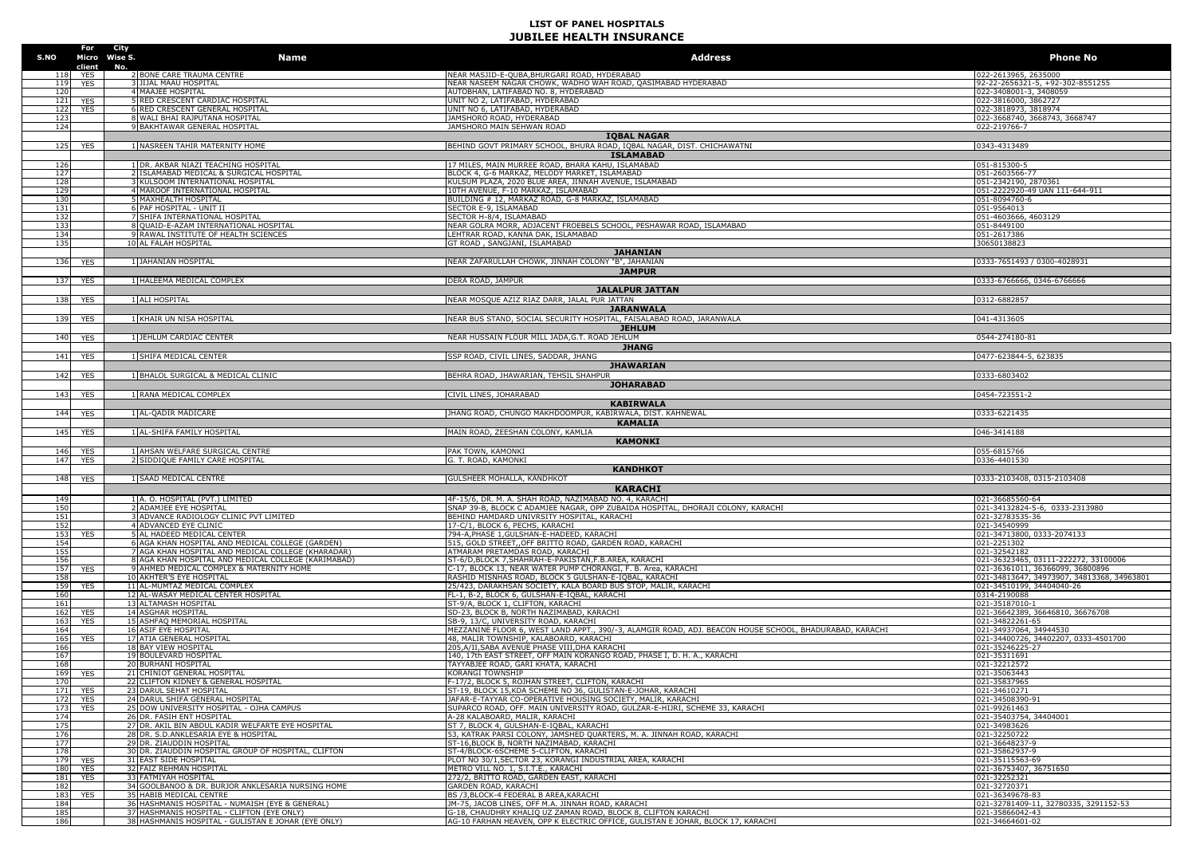# LIST OF PANEL HOSPITALS
## JUBILEE HEALTH INSURANCE

| S.NO | For Micro client | City Wise S. No. | Name | Address | Phone No |
|---|---|---|---|---|---|
| 118 | YES | 2 | BONE CARE TRAUMA CENTRE | NEAR MASJID-E-QUBA,BHURGARI ROAD, HYDERABAD | 022-2613965, 2635000 |
| 119 | YES | 3 | IJLAL MAAU HOSPITAL | NEAR NASEEM NAGAR CHOWK, WADHO WAH ROAD, QASIMABAD HYDERABAD | 92-22-2656321-5, +92-302-8551255 |
| 120 | | 4 | MAAJEE HOSPITAL | AUTOBHAN, LATIFABAD NO. 8, HYDERABAD | 022-3408001-3, 3408059 |
| 121 | YES | 5 | RED CRESCENT CARDIAC HOSPITAL | UNIT NO 2, LATIFABAD, HYDERABAD | 022-3816000, 3862727 |
| 122 | YES | 6 | RED CRESCENT GENERAL HOSPITAL | UNIT NO 6, LATIFABAD, HYDERABAD | 022-3818973, 3818974 |
| 123 | | 8 | WALI BHAI RAJPUTANA HOSPITAL | JAMSHORO ROAD, HYDERABAD | 022-3668740, 3668743, 3668747 |
| 124 | | 9 | BAKHTAWAR GENERAL HOSPITAL | JAMSHORO MAIN SEHWAN ROAD | 022-219766-7 |
| | | | | **IQBAL NAGAR** | |
| 125 | YES | 1 | NASREEN TAHIR MATERNITY HOME | BEHIND GOVT PRIMARY SCHOOL, BHURA ROAD, IQBAL NAGAR, DIST. CHICHAWATNI | 0343-4313489 |
| | | | | **ISLAMABAD** | |
| 126 | | 1 | DR. AKBAR NIAZI TEACHING HOSPITAL | 17 MILES, MAIN MURREE ROAD, BHARA KAHU, ISLAMABAD | 051-815300-5 |
| 127 | | 2 | ISLAMABAD MEDICAL & SURGICAL HOSPITAL | BLOCK 4, G-6 MARKAZ, MELODY MARKET, ISLAMABAD | 051-2603566-77 |
| 128 | | 3 | KULSOOM INTERNATIONAL HOSPITAL | KULSUM PLAZA, 2020 BLUE AREA, JINNAH AVENUE, ISLAMABAD | 051-2342190, 2870361 |
| 129 | | 4 | MAROOF INTERNATIONAL HOSPITAL | 10TH AVENUE, F-10 MARKAZ, ISLAMABAD | 051-2222920-49 UAN 111-644-911 |
| 130 | | 5 | MAXHEALTH HOSPITAL | BUILDING # 12, MARKAZ ROAD, G-8 MARKAZ, ISLAMABAD | 051-8094760-6 |
| 131 | | 6 | PAF HOSPITAL - UNIT II | SECTOR E-9, ISLAMABAD | 051-9564013 |
| 132 | | 7 | SHIFA INTERNATIONAL HOSPITAL | SECTOR H-8/4, ISLAMABAD | 051-4603666, 4603129 |
| 133 | | 8 | QUAID-E-AZAM INTERNATIONAL HOSPITAL | NEAR GOLRA MORR, ADJACENT FROEBELS SCHOOL, PESHAWAR ROAD, ISLAMABAD | 051-8449100 |
| 134 | | 9 | RAWAL INSTITUTE OF HEALTH SCIENCES | LEHTRAR ROAD, KANNA DAK, ISLAMABAD | 051-2617386 |
| 135 | | 10 | AL FALAH HOSPITAL | GT ROAD , SANGJANI, ISLAMABAD | 30650138823 |
| | | | | **JAHANIAN** | |
| 136 | YES | 1 | JAHANIAN HOSPITAL | NEAR ZAFARULLAH CHOWK, JINNAH COLONY "B", JAHANIAN | 0333-7651493 / 0300-4028931 |
| | | | | **JAMPUR** | |
| 137 | YES | 1 | HALEEMA MEDICAL COMPLEX | DERA ROAD, JAMPUR | 0333-6766666, 0346-6766666 |
| | | | | **JALALPUR JATTAN** | |
| 138 | YES | 1 | ALI HOSPITAL | NEAR MOSQUE AZIZ RIAZ DARR, JALAL PUR JATTAN | 0312-6882857 |
| | | | | **JARANWALA** | |
| 139 | YES | 1 | KHAIR UN NISA HOSPITAL | NEAR BUS STAND, SOCIAL SECURITY HOSPITAL, FAISALABAD ROAD, JARANWALA | 041-4313605 |
| | | | | **JEHLUM** | |
| 140 | YES | 1 | JEHLUM CARDIAC CENTER | NEAR HUSSAIN FLOUR MILL JADA,G.T. ROAD JEHLUM | 0544-274180-81 |
| | | | | **JHANG** | |
| 141 | YES | 1 | SHIFA MEDICAL CENTER | SSP ROAD, CIVIL LINES, SADDAR, JHANG | 0477-623844-5, 623835 |
| | | | | **JHAWARIAN** | |
| 142 | YES | 1 | BHALOL SURGICAL & MEDICAL CLINIC | BEHRA ROAD, JHAWARIAN, TEHSIL SHAHPUR | 0333-6803402 |
| | | | | **JOHARABAD** | |
| 143 | YES | 1 | RANA MEDICAL COMPLEX | CIVIL LINES, JOHARABAD | 0454-723551-2 |
| | | | | **KABIRWALA** | |
| 144 | YES | 1 | AL-QADIR MADICARE | JHANG ROAD, CHUNGO MAKHDOOMPUR, KABIRWALA, DIST. KAHNEWAL | 0333-6221435 |
| | | | | **KAMALIA** | |
| 145 | YES | 1 | AL-SHIFA FAMILY HOSPITAL | MAIN ROAD, ZEESHAN COLONY, KAMLIA | 046-3414188 |
| | | | | **KAMONKI** | |
| 146 | YES | 1 | AHSAN WELFARE SURGICAL CENTRE | PAK TOWN, KAMONKI | 055-6815766 |
| 147 | YES | 2 | SIDDIQUE FAMILY CARE HOSPITAL | G. T. ROAD, KAMONKI | 0336-4401530 |
| | | | | **KANDHKOT** | |
| 148 | YES | 1 | SAAD MEDICAL CENTRE | GULSHEER MOHALLA, KANDHKOT | 0333-2103408, 0315-2103408 |
| | | | | **KARACHI** | |
| 149 | | 1 | A. O. HOSPITAL (PVT.) LIMITED | 4F-15/6, DR. M. A. SHAH ROAD, NAZIMABAD NO. 4, KARACHI | 021-36685560-64 |
| 150 | | 2 | ADAMJEE EYE HOSPITAL | SNAP 39-B, BLOCK C ADAMJEE NAGAR, OPP ZUBAIDA HOSPITAL, DHORAJI COLONY, KARACHI | 021-34132824-5-6, 0333-2313980 |
| 151 | | 3 | ADVANCE RADIOLOGY CLINIC PVT LIMITED | BEHIND HAMDARD UNIVSRSITY HOSPITAL, KARACHI | 021-32783535-36 |
| 152 | | 4 | ADVANCED EYE CLINIC | 17-C/1, BLOCK 6, PECHS, KARACHI | 021-34540999 |
| 153 | YES | 5 | AL HADEED MEDICAL CENTER | 794-A,PHASE 1,GULSHAN-E-HADEED, KARACHI | 021-34713800, 0333-2074133 |
| 154 | | 6 | AGA KHAN HOSPITAL AND MEDICAL COLLEGE (GARDEN) | 515, GOLD STREET,,OFF BRITTO ROAD, GARDEN ROAD, KARACHI | 021-2251302 |
| 155 | | 7 | AGA KHAN HOSPITAL AND MEDICAL COLLEGE (KHARADAR) | ATMARAM PRETAMDAS ROAD, KARACHI | 021-32542182 |
| 156 | | 8 | AGA KHAN HOSPITAL AND MEDICAL COLLEGE (KARIMABAD) | ST-6/D,BLOCK 7,SHAHRAH-E-PAKISTAN,F.B.AREA, KARACHI | 021-36323465, 03111-222272, 33100006 |
| 157 | YES | 9 | AHMED MEDICAL COMPLEX & MATERNITY HOME | C-17, BLOCK 13, NEAR WATER PUMP CHORANGI, F. B. Area, KARACHI | 021-36361011, 36366099, 36800896 |
| 158 | | 10 | AKHTER'S EYE HOSPITAL | RASHID MISNHAS ROAD, BLOCK 5 GULSHAN-E-IQBAL, KARACHI | 021-34813647, 34973907, 34813368, 34963801 |
| 159 | YES | 11 | AL-MUMTAZ MEDICAL COMPLEX | 25/423, DARAKHSAN SOCIETY, KALA BOARD BUS STOP, MALIR, KARACHI | 021-34510199, 34404040-26 |
| 160 | | 12 | AL-WASAY MEDICAL CENTER HOSPITAL | FL-1, B-2, BLOCK 6, GULSHAN-E-IQBAL, KARACHI | 0314-2190088 |
| 161 | | 13 | ALTAMASH HOSPITAL | ST-9/A, BLOCK 1, CLIFTON, KARACHI | 021-35187010-1 |
| 162 | YES | 14 | ASGHAR HOSPITAL | SD-23, BLOCK B, NORTH NAZIMABAD, KARACHI | 021-36642389, 36646810, 36676708 |
| 163 | YES | 15 | ASHFAQ MEMORIAL HOSPITAL | SB-9, 13/C, UNIVERSITY ROAD, KARACHI | 021-34822261-65 |
| 164 | | 16 | ASIF EYE HOSPITAL | MEZZANINE FLOOR 6, WEST LAND APPT., 390/-3, ALAMGIR ROAD, ADJ. BEACON HOUSE SCHOOL, BHADURABAD, KARACHI | 021-34937064, 34944530 |
| 165 | YES | 17 | ATIA GENERAL HOSPITAL | 48, MALIR TOWNSHIP, KALABOARD, KARACHI | 021-34400726, 34402207, 0333-4501700 |
| 166 | | 18 | BAY VIEW HOSPITAL | 205,A/II,SABA AVENUE PHASE VIII,DHA KARACHI | 021-35246225-27 |
| 167 | | 19 | BOULEVARD HOSPITAL | 140, 17th EAST STREET, OFF MAIN KORANGO ROAD, PHASE I, D. H. A., KARACHI | 021-35311691 |
| 168 | | 20 | BURHANI HOSPITAL | TAYYABJEE ROAD, GARI KHATA, KARACHI | 021-32212572 |
| 169 | YES | 21 | CHINIOT GENERAL HOSPITAL | KORANGI TOWNSHIP | 021-35063443 |
| 170 | | 22 | CLIFTON KIDNEY & GENERAL HOSPITAL | F-17/2, BLOCK 5, ROJHAN STREET, CLIFTON, KARACHI | 021-35837965 |
| 171 | YES | 23 | DARUL SEHAT HOSPITAL | ST-19, BLOCK 15,KDA SCHEME NO 36, GULISTAN-E-JOHAR, KARACHI | 021-34610271 |
| 172 | YES | 24 | DARUL SHIFA GENERAL HOSPITAL | JAFAR-E-TAYYAR CO-OPERATIVE HOUSING SOCIETY, MALIR, KARACHI | 021-34508390-91 |
| 173 | YES | 25 | DOW UNIVERSITY HOSPITAL - OJHA CAMPUS | SUPARCO ROAD, OFF. MAIN UNIVERSITY ROAD, GULZAR-E-HIJRI, SCHEME 33, KARACHI | 021-99261463 |
| 174 | | 26 | DR. FASIH ENT HOSPITAL | A-28 KALABOARD, MALIR, KARACHI | 021-35403754, 34404001 |
| 175 | | 27 | DR. AKIL BIN ABDUL KADIR WELFARTE EYE HOSPITAL | ST 7, BLOCK 4, GULSHAN-E-IQBAL, KARACHI | 021-34983626 |
| 176 | | 28 | DR. S.D.ANKLESARIA EYE & HOSPITAL | 53, KATRAK PARSI COLONY, JAMSHED QUARTERS, M. A. JINNAH ROAD, KARACHI | 021-32250722 |
| 177 | | 29 | DR. ZIAUDDIN HOSPITAL | ST-16,BLOCK B, NORTH NAZIMABAD, KARACHI | 021-36648237-9 |
| 178 | | 30 | DR. ZIAUDDIN HOSPITAL GROUP OF HOSPITAL, CLIFTON | ST-4/BLOCK-6SCHEME 5-CLIFTON, KARACHI | 021-35862937-9 |
| 179 | YES | 31 | EAST SIDE HOSPITAL | PLOT NO 30/1,SECTOR 23, KORANGI INDUSTRIAL AREA, KARACHI | 021-35115563-69 |
| 180 | YES | 32 | FAIZ REHMAN HOSPITAL | METRO VILL NO. 1, S.I.T.E., KARACHI | 021-36753407, 36751650 |
| 181 | YES | 33 | FATMIYAH HOSPITAL | 272/2, BRITTO ROAD, GARDEN EAST, KARACHI | 021-32252321 |
| 182 | | 34 | GOOLBANOO & DR. BURJOR ANKLESARIA NURSING HOME | GARDEN ROAD, KARACHI | 021-32720371 |
| 183 | YES | 35 | HABIB MEDICAL CENTRE | BS /3,BLOCK-4 FEDERAL B AREA,KARACHI | 021-36349678-83 |
| 184 | | 36 | HASHMANIS HOSPITAL - NUMAISH (EYE & GENERAL) | JM-75, JACOB LINES, OFF M.A. JINNAH ROAD, KARACHI | 021-32781409-11, 32780335, 3291152-53 |
| 185 | | 37 | HASHMANIS HOSPITAL - CLIFTON (EYE ONLY) | G-18, CHAUDHRY KHALIQ UZ ZAMAN ROAD, BLOCK 8, CLIFTON KARACHI | 021-35866042-43 |
| 186 | | 38 | HASHMANIS HOSPITAL - GULISTAN E JOHAR (EYE ONLY) | AG-10 FARHAN HEAVEN, OPP K ELECTRIC OFFICE, GULISTAN E JOHAR, BLOCK 17, KARACHI | 021-34664601-02 |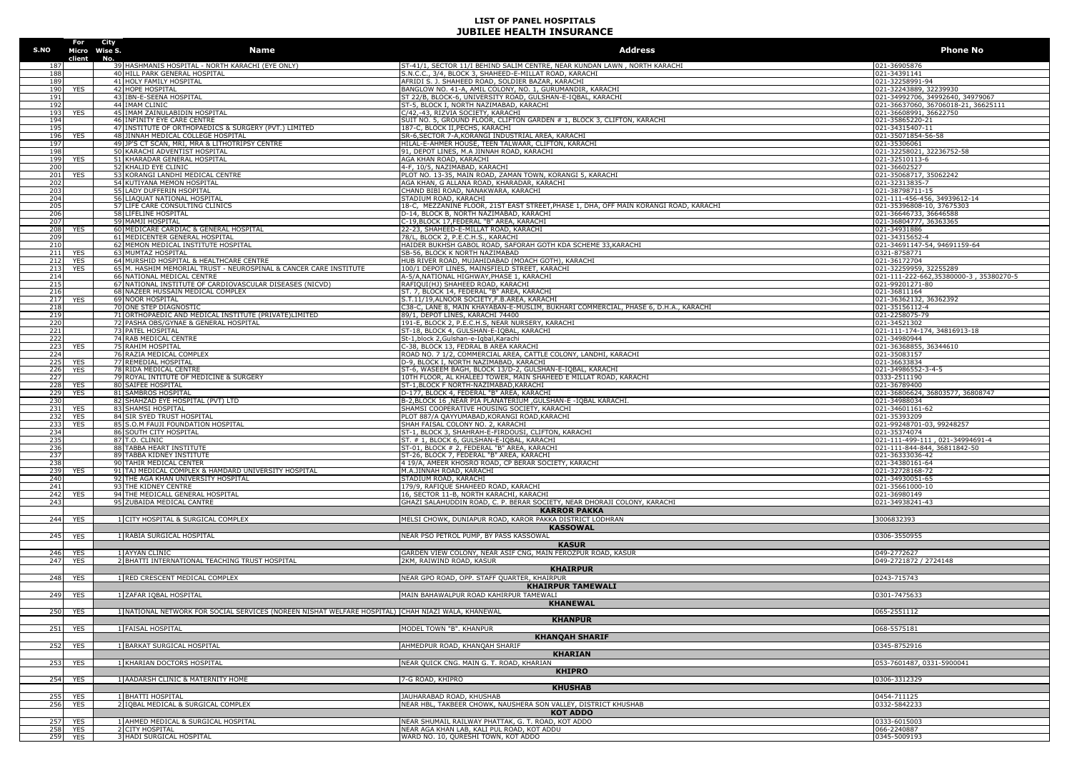# LIST OF PANEL HOSPITALS
## JUBILEE HEALTH INSURANCE

| S.NO | For Micro client | City Wise S. No. | Name | Address | Phone No |
|---|---|---|---|---|---|
| 187 | | 39 | HASHMANIS HOSPITAL - NORTH KARACHI (EYE ONLY) | ST-41/1, SECTOR 11/I BEHIND SALIM CENTRE, NEAR KUNDAN LAWN , NORTH KARACHI | 021-36905876 |
| 188 | | 40 | HILL PARK GENERAL HOSPITAL | S.N.C.C., 3/4, BLOCK 3, SHAHEED-E-MILLAT ROAD, KARACHI | 021-34391141 |
| 189 | | 41 | HOLY FAMILY HOSPITAL | AFRIDI S. J. SHAHEED ROAD, SOLDIER BAZAR, KARACHI | 021-32258991-94 |
| 190 | YES | 42 | HOPE HOSPITAL | BANGLOW NO. 41-A, AMIL COLONY, NO. 1, GURUMANDIR, KARACHI | 021-32243889, 32239930 |
| 191 | | 43 | IBN-E-SEENA HOSPITAL | ST 22/B, BLOCK-6, UNIVERSITY ROAD, GULSHAN-E-IQBAL, KARACHI | 021-34992706, 34992640, 34979067 |
| 192 | | 44 | IMAM CLINIC | ST-5, BLOCK I, NORTH NAZIMABAD, KARACHI | 021-36637060, 36706018-21, 36625111 |
| 193 | YES | 45 | IMAM ZAINULABIDIN HOSPITAL | C/42,-43, RIZVIA SOCIETY, KARACHI | 021-36608991, 36622750 |
| 194 | | 46 | INFINITY EYE CARE CENTRE | SUIT NO. 5, GROUND FLOOR, CLIFTON GARDEN # 1, BLOCK 3, CLIFTON, KARACHI | 021-35865220-21 |
| 195 | | 47 | INSTITUTE OF ORTHOPAEDICS & SURGERY (PVT.) LIMITED | 187-C, BLOCK II,PECHS, KARACHI | 021-34315407-11 |
| 196 | YES | 48 | JINNAH MEDICAL COLLEGE HOSPITAL | SR-6,SECTOR 7-A,KORANGI INDUSTRIAL AREA, KARACHI | 021-35071854-56-58 |
| 197 | | 49 | JP'S CT SCAN, MRI, MRA & LITHOTRIPSY CENTRE | HILAL-E-AHMER HOUSE, TEEN TALWAAR, CLIFTON, KARACHI | 021-35306061 |
| 198 | | 50 | KARACHI ADVENTIST HOSPITAL | 91, DEPOT LINES, M.A JINNAH ROAD, KARACHI | 021-32258021, 32236752-58 |
| 199 | YES | 51 | KHARADAR GENERAL HOSPITAL | AGA KHAN ROAD, KARACHI | 021-32510113-6 |
| 200 | | 52 | KHALID EYE CLINIC | 4-F, 10/5, NAZIMABAD, KARACHI | 021-36602527 |
| 201 | YES | 53 | KORANGI LANDHI MEDICAL CENTRE | PLOT NO. 13-35, MAIN ROAD, ZAMAN TOWN, KORANGI 5, KARACHI | 021-35068717, 35062242 |
| 202 | | 54 | KUTIYANA MEMON HOSPITAL | AGA KHAN, G ALLANA ROAD, KHARADAR, KARACHI | 021-32313835-7 |
| 203 | | 55 | LADY DUFFERIN HSOPITAL | CHAND BIBI ROAD, NANAKWARA, KARACHI | 021-38798711-15 |
| 204 | | 56 | LIAQUAT NATIONAL HOSPITAL | STADIUM ROAD, KARACHI | 021-111-456-456, 34939612-14 |
| 205 | | 57 | LIFE CARE CONSULTING CLINICS | 18-C, MEZZANINE FLOOR, 21ST EAST STREET,PHASE 1, DHA, OFF MAIN KORANGI ROAD, KARACHI | 021-35396808-10, 37675303 |
| 206 | | 58 | LIFELINE HOSPITAL | D-14, BLOCK B, NORTH NAZIMABAD, KARACHI | 021-36646733, 36646588 |
| 207 | | 59 | MAMJI HOSPITAL | C-19,BLOCK 17,FEDERAL "B" AREA, KARACHI | 021-36804777, 36363365 |
| 208 | YES | 60 | MEDICARE CARDIAC & GENERAL HOSPITAL | 22-23, SHAHEED-E-MILLAT ROAD, KARACHI | 021-34931886 |
| 209 | | 61 | MEDICENTER GENERAL HOSPITAL | 78/L, BLOCK 2, P.E.C.H.S., KARACHI | 021-34315652-4 |
| 210 | | 62 | MEMON MEDICAL INSTITUTE HOSPITAL | HAIDER BUKHSH GABOL ROAD, SAFORAH GOTH KDA SCHEME 33,KARACHI | 021-34691147-54, 94691159-64 |
| 211 | YES | 63 | MUMTAZ HOSPITAL | SB-56, BLOCK K NORTH NAZIMABAD | 0321-8758771 |
| 212 | YES | 64 | MURSHID HOSPITAL & HEALTHCARE CENTRE | HUB RIVER ROAD, MUJAHIDABAD (MOACH GOTH), KARACHI | 021-36172704 |
| 213 | YES | 65 | M. HASHIM MEMORIAL TRUST - NEUROSPINAL & CANCER CARE INSTITUTE | 100/1 DEPOT LINES, MAINSFIELD STREET, KARACHI | 021-32259959, 32255289 |
| 214 | | 66 | NATIONAL MEDICAL CENTRE | A-5/A,NATIONAL HIGHWAY,PHASE 1, KARACHI | 021-111-222-662,35380000-3 , 35380270-5 |
| 215 | | 67 | NATIONAL INSTITUTE OF CARDIOVASCULAR DISEASES (NICVD) | RAFIQUI(HJ) SHAHEED ROAD, KARACHI | 021-99201271-80 |
| 216 | | 68 | NAZEER HUSSAIN MEDICAL COMPLEX | ST. 7, BLOCK 14, FEDERAL "B" AREA, KARACHI | 021-36811164 |
| 217 | YES | 69 | NOOR HOSPITAL | S.T.11/19,ALNOOR SOCIETY,F.B.AREA, KARACHI | 021-36362132, 36362392 |
| 218 | | 70 | ONE STEP DIAGNOSTIC | C38-C, LANE 8, MAIN KHAYABAN-E-MUSLIM, BUKHARI COMMERCIAL, PHASE 6, D.H.A., KARACHI | 021-35156112-4 |
| 219 | | 71 | ORTHOPAEDIC AND MEDICAL INSTITUTE (PRIVATE)LIMITED | 89/1, DEPOT LINES, KARACHI 74400 | 021-2258075-79 |
| 220 | | 72 | PASHA OBS/GYNAE & GENERAL HOSPITAL | 191-E, BLOCK 2, P.E.C.H.S, NEAR NURSERY, KARACHI | 021-34521302 |
| 221 | | 73 | PATEL HOSPITAL | ST-18, BLOCK 4, GULSHAN-E-IQBAL, KARACHI | 021-111-174-174, 34816913-18 |
| 222 | | 74 | RAB MEDICAL CENTRE | St-1,block 2,Gulshan-e-Iqbal,Karachi | 021-34980944 |
| 223 | YES | 75 | RAHIM HOSPITAL | C-38, BLOCK 13, FEDRAL B AREA KARACHI | 021-36368855, 36344610 |
| 224 | | 76 | RAZIA MEDICAL COMPLEX | ROAD NO. 7 1/2, COMMERCIAL AREA, CATTLE COLONY, LANDHI, KARACHI | 021-35083157 |
| 225 | YES | 77 | REMEDIAL HOSPITAL | D-9, BLOCK I, NORTH NAZIMABAD, KARACHI | 021-36633834 |
| 226 | YES | 78 | RIDA MEDICAL CENTRE | ST-6, WASEEM BAGH, BLOCK 13/D-2, GULSHAN-E-IQBAL, KARACHI | 021-34986552-3-4-5 |
| 227 | | 79 | ROYAL INTITUTE OF MEDICINE & SURGERY | 10TH FLOOR, AL KHALEEJ TOWER, MAIN SHAHEED E MILLAT ROAD, KARACHI | 0333-2511190 |
| 228 | YES | 80 | SAIFEE HOSPITAL | ST-1,BLOCK F NORTH-NAZIMABAD,KARACHI | 021-36789400 |
| 229 | YES | 81 | SAMBROS HOSPITAL | D-177, BLOCK 4, FEDERAL "B" AREA, KARACHI | 021-36806624, 36803577, 36808747 |
| 230 | | 82 | SHAHZAD EYE HOSPITAL (PVT) LTD | B-2,BLOCK 16 ,NEAR PIA PLANATERIUM ,GULSHAN-E -IQBAL KARACHI. | 021-34988034 |
| 231 | YES | 83 | SHAMSI HOSPITAL | SHAMSI COOPERATIVE HOUSING SOCIETY, KARACHI | 021-34601161-62 |
| 232 | YES | 84 | SIR SYED TRUST HOSPITAL | PLOT 887/A QAYYUMABAD,KORANGI ROAD,KARACHI | 021-35393209 |
| 233 | YES | 85 | S.O.M FAUJI FOUNDATION HOSPITAL | SHAH FAISAL COLONY NO. 2, KARACHI | 021-99248701-03, 99248257 |
| 234 | | 86 | SOUTH CITY HOSPITAL | ST-1, BLOCK 3, SHAHRAH-E-FIRDOUSI, CLIFTON, KARACHI | 021-35374074 |
| 235 | | 87 | T.O. CLINIC | ST. # 1, BLOCK 6, GULSHAN-E-IQBAL, KARACHI | 021-111-499-111 , 021-34994691-4 |
| 236 | | 88 | TABBA HEART INSTITUTE | ST-01, BLOCK # 2, FEDERAL "B" AREA, KARACHI | 021-111-844-844, 36811842-50 |
| 237 | | 89 | TABBA KIDNEY INSTITUTE | ST-26, BLOCK 7, FEDERAL "B" AREA, KARACHI | 021-36333036-42 |
| 238 | | 90 | TAHIR MEDICAL CENTER | 4 19/A, AMEER KHOSRO ROAD, CP BERAR SOCIETY, KARACHI | 021-34380161-64 |
| 239 | YES | 91 | TAJ MEDICAL COMPLEX & HAMDARD UNIVERSITY HOSPITAL | M.A.JINNAH ROAD, KARACHI | 021-32728168-72 |
| 240 | | 92 | THE AGA KHAN UNIVERSITY HOSPITAL | STADIUM ROAD, KARACHI | 021-34930051-65 |
| 241 | | 93 | THE KIDNEY CENTRE | 179/9, RAFIQUE SHAHEED ROAD, KARACHI | 021-35661000-10 |
| 242 | YES | 94 | THE MEDICALL GENERAL HOSPITAL | 16, SECTOR 11-B, NORTH KARACHI, KARACHI | 021-36980149 |
| 243 | | 95 | ZUBAIDA MEDICAL CANTRE | GHAZI SALAHUDDIN ROAD, C. P. BERAR SOCIETY, NEAR DHORAJI COLONY, KARACHI | 021-34938241-43 |
| | | | | **KARROR PAKKA** | |
| 244 | YES | 1 | CITY HOSPITAL & SURGICAL COMPLEX | MELSI CHOWK, DUNIAPUR ROAD, KAROR PAKKA DISTRICT LODHRAN | 3006832393 |
| | | | | **KASSOWAL** | |
| 245 | YES | 1 | RABIA SURGICAL HOSPITAL | NEAR PSO PETROL PUMP, BY PASS KASSOWAL | 0306-3550955 |
| | | | | **KASUR** | |
| 246 | YES | 1 | AYYAN CLINIC | GARDEN VIEW COLONY, NEAR ASIF CNG, MAIN FEROZPUR ROAD, KASUR | 049-2772627 |
| 247 | YES | 2 | BHATTI INTERNATIONAL TEACHING TRUST HOSPITAL | 2KM, RAIWIND ROAD, KASUR | 049-2721872 / 2724148 |
| | | | | **KHAIRPUR** | |
| 248 | YES | 1 | RED CRESCENT MEDICAL COMPLEX | NEAR GPO ROAD, OPP. STAFF QUARTER, KHAIRPUR | 0243-715743 |
| | | | | **KHAIRPUR TAMEWALI** | |
| 249 | YES | 1 | ZAFAR IQBAL HOSPITAL | MAIN BAHAWALPUR ROAD KAHIRPUR TAMEWALI | 0301-7475633 |
| | | | | **KHANEWAL** | |
| 250 | YES | 1 | NATIONAL NETWORK FOR SOCIAL SERVICES (NOREEN NISHAT WELFARE HOSPITAL) | CHAH NIAZI WALA, KHANEWAL | 065-2551112 |
| | | | | **KHANPUR** | |
| 251 | YES | 1 | FAISAL HOSPITAL | MODEL TOWN "B". KHANPUR | 068-5575181 |
| | | | | **KHANQAH SHARIF** | |
| 252 | YES | 1 | BARKAT SURGICAL HOSPITAL | AHMEDPUR ROAD, KHANQAH SHARIF | 0345-8752916 |
| | | | | **KHARIAN** | |
| 253 | YES | 1 | KHARIAN DOCTORS HOSPITAL | NEAR QUICK CNG. MAIN G. T. ROAD, KHARIAN | 053-7601487, 0331-5900041 |
| | | | | **KHIPRO** | |
| 254 | YES | 1 | AADARSH CLINIC & MATERNITY HOME | 7-G ROAD, KHIPRO | 0306-3312329 |
| | | | | **KHUSHAB** | |
| 255 | YES | 1 | BHATTI HOSPITAL | JAUHARABAD ROAD, KHUSHAB | 0454-711125 |
| 256 | YES | 2 | IQBAL MEDICAL & SURGICAL COMPLEX | NEAR HBL, TAKBEER CHOWK, NAUSHERA SON VALLEY, DISTRICT KHUSHAB | 0332-5842233 |
| | | | | **KOT ADDO** | |
| 257 | YES | 1 | AHMED MEDICAL & SURGICAL HOSPITAL | NEAR SHUMAIL RAILWAY PHATTAK, G. T. ROAD, KOT ADDO | 0333-6015003 |
| 258 | YES | 2 | CITY HOSPITAL | NEAR AGA KHAN LAB, KALI PUL ROAD, KOT ADDU | 066-2240887 |
| 259 | YES | 3 | HADI SURGICAL HOSPITAL | WARD NO. 10, QURESHI TOWN, KOT ADDO | 0345-5009193 |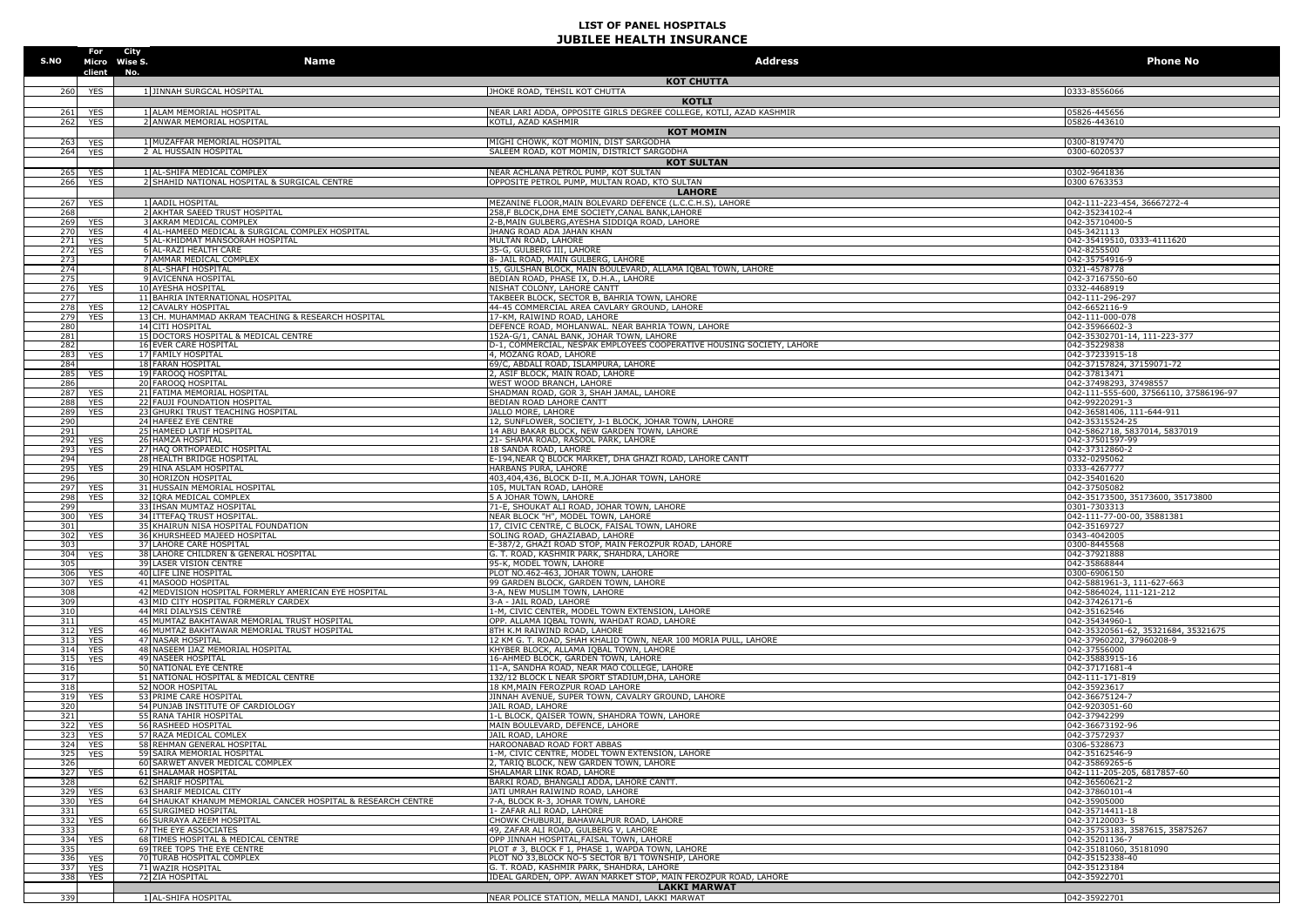# LIST OF PANEL HOSPITALS
## JUBILEE HEALTH INSURANCE

| S.NO | For Micro client | City Wise S. No. | Name | Address | Phone No |
|---|---|---|---|---|---|
| | | | | **KOT CHUTTA** | |
| 260 | YES | 1 | JINNAH SURGCAL HOSPITAL | JHOKE ROAD, TEHSIL KOT CHUTTA | 0333-8556066 |
| | | | | **KOTLI** | |
| 261 | YES | 1 | ALAM MEMORIAL HOSPITAL | NEAR LARI ADDA, OPPOSITE GIRLS DEGREE COLLEGE, KOTLI, AZAD KASHMIR | 05826-445656 |
| 262 | YES | 2 | ANWAR MEMORIAL HOSPITAL | KOTLI, AZAD KASHMIR | 05826-443610 |
| | | | | **KOT MOMIN** | |
| 263 | YES | 1 | MUZAFFAR MEMORIAL HOSPITAL | MIGHI CHOWK, KOT MOMIN, DIST SARGODHA | 0300-8197470 |
| 264 | YES | 2 | AL HUSSAIN HOSPITAL | SALEEM ROAD, KOT MOMIN, DISTRICT SARGODHA | 0300-6020537 |
| | | | | **KOT SULTAN** | |
| 265 | YES | 1 | AL-SHIFA MEDICAL COMPLEX | NEAR ACHLANA PETROL PUMP, KOT SULTAN | 0302-9641836 |
| 266 | YES | 2 | SHAHID NATIONAL HOSPITAL & SURGICAL CENTRE | OPPOSITE PETROL PUMP, MULTAN ROAD, KTO SULTAN | 0300 6763353 |
| | | | | **LAHORE** | |
| 267 | YES | 1 | AADIL HOSPITAL | MEZANINE FLOOR,MAIN BOLEVARD DEFENCE (L.C.C.H.S), LAHORE | 042-111-223-454, 36667272-4 |
| 268 | | 2 | AKHTAR SAEED TRUST HOSPITAL | 258,F BLOCK,DHA EME SOCIETY,CANAL BANK,LAHORE | 042-35234102-4 |
| 269 | YES | 3 | AKRAM MEDICAL COMPLEX | 2-B,MAIN GULBERG,AYESHA SIDDIQA ROAD, LAHORE | 042-35710400-5 |
| 270 | YES | 4 | AL-HAMEED MEDICAL & SURGICAL COMPLEX HOSPITAL | JHANG ROAD ADA JAHAN KHAN | 045-3421113 |
| 271 | YES | 5 | AL-KHIDMAT MANSOORAH HOSPITAL | MULTAN ROAD, LAHORE | 042-35419510, 0333-4111620 |
| 272 | YES | 6 | AL-RAZI HEALTH CARE | 35-G, GULBERG III, LAHORE | 042-8255500 |
| 273 | | 7 | AMMAR MEDICAL COMPLEX | 8- JAIL ROAD, MAIN GULBERG, LAHORE | 042-35754916-9 |
| 274 | | 8 | AL-SHAFI HOSPITAL | 15, GULSHAN BLOCK, MAIN BOULEVARD, ALLAMA IQBAL TOWN, LAHORE | 0321-4578778 |
| 275 | | 9 | AVICENNA HOSPITAL | BEDIAN ROAD, PHASE IX, D.H.A., LAHORE | 042-37167550-60 |
| 276 | YES | 10 | AYESHA HOSPITAL | NISHAT COLONY, LAHORE CANTT | 0332-4468919 |
| 277 | | 11 | BAHRIA INTERNATIONAL HOSPITAL | TAKBEER BLOCK, SECTOR B, BAHRIA TOWN, LAHORE | 042-111-296-297 |
| 278 | YES | 12 | CAVALRY HOSPITAL | 44-45 COMMERCIAL AREA CAVLARY GROUND, LAHORE | 042-6652116-9 |
| 279 | YES | 13 | CH. MUHAMMAD AKRAM TEACHING & RESEARCH HOSPITAL | 17-KM, RAIWIND ROAD, LAHORE | 042-111-000-078 |
| 280 | | 14 | CITI HOSPITAL | DEFENCE ROAD, MOHLANWAL. NEAR BAHRIA TOWN, LAHORE | 042-35966602-3 |
| 281 | | 15 | DOCTORS HOSPITAL & MEDICAL CENTRE | 152A-G/1, CANAL BANK, JOHAR TOWN, LAHORE | 042-35302701-14, 111-223-377 |
| 282 | | 16 | EVER CARE HOSPITAL | D-1, COMMERCIAL, NESPAK EMPLOYEES COOPERATIVE HOUSING SOCIETY, LAHORE | 042-35229838 |
| 283 | YES | 17 | FAMILY HOSPITAL | 4, MOZANG ROAD, LAHORE | 042-37233915-18 |
| 284 | | 18 | FARAN HOSPITAL | 69/C, ABDALI ROAD, ISLAMPURA, LAHORE | 042-37157824, 37159071-72 |
| 285 | YES | 19 | FAROOQ HOSPITAL | 2, ASIF BLOCK, MAIN ROAD, LAHORE | 042-37813471 |
| 286 | | 20 | FAROOQ HOSPITAL | WEST WOOD BRANCH, LAHORE | 042-37498293, 37498557 |
| 287 | YES | 21 | FATIMA MEMORIAL HOSPITAL | SHADMAN ROAD, GOR 3, SHAH JAMAL, LAHORE | 042-111-555-600, 37566110, 37586196-97 |
| 288 | YES | 22 | FAUJI FOUNDATION HOSPITAL | BEDIAN ROAD LAHORE CANTT | 042-99220291-3 |
| 289 | YES | 23 | GHURKI TRUST TEACHING HOSPITAL | JALLO MORE, LAHORE | 042-36581406, 111-644-911 |
| 290 | | 24 | HAFEEZ EYE CENTRE | 12, SUNFLOWER, SOCIETY, J-1 BLOCK, JOHAR TOWN, LAHORE | 042-35315524-25 |
| 291 | | 25 | HAMEED LATIF HOSPITAL | 14 ABU BAKAR BLOCK, NEW GARDEN TOWN, LAHORE | 042-5862718, 5837014, 5837019 |
| 292 | YES | 26 | HAMZA HOSPITAL | 21- SHAMA ROAD, RASOOL PARK, LAHORE | 042-37501597-99 |
| 293 | YES | 27 | HAQ ORTHOPAEDIC HOSPITAL | 18 SANDA ROAD, LAHORE | 042-37312860-2 |
| 294 | | 28 | HEALTH BRIDGE HOSPITAL | E-194,NEAR Q BLOCK MARKET, DHA GHAZI ROAD, LAHORE CANTT | 0332-0295062 |
| 295 | YES | 29 | HINA ASLAM HOSPITAL | HARBANS PURA, LAHORE | 0333-4267777 |
| 296 | | 30 | HORIZON HOSPITAL | 403,404,436, BLOCK D-II, M.A.JOHAR TOWN, LAHORE | 042-35401620 |
| 297 | YES | 31 | HUSSAIN MEMORIAL HOSPITAL | 105, MULTAN ROAD, LAHORE | 042-37505082 |
| 298 | YES | 32 | IQRA MEDICAL COMPLEX | 5 A JOHAR TOWN, LAHORE | 042-35173500, 35173600, 35173800 |
| 299 | | 33 | IHSAN MUMTAZ HOSPITAL | 71-E, SHOUKAT ALI ROAD, JOHAR TOWN, LAHORE | 0301-7303313 |
| 300 | YES | 34 | ITTEFAQ TRUST HOSPITAL. | NEAR BLOCK "H", MODEL TOWN, LAHORE | 042-111-77-00-00, 35881381 |
| 301 | | 35 | KHAIRUN NISA HOSPITAL FOUNDATION | 17, CIVIC CENTRE, C BLOCK, FAISAL TOWN, LAHORE | 042-35169727 |
| 302 | YES | 36 | KHURSHEED MAJEED HOSPITAL | SOLING ROAD, GHAZIABAD, LAHORE | 0343-4042005 |
| 303 | | 37 | LAHORE CARE HOSPITAL | E-387/2, GHAZI ROAD STOP, MAIN FEROZPUR ROAD, LAHORE | 0300-8445568 |
| 304 | YES | 38 | LAHORE CHILDREN & GENERAL HOSPITAL | G. T. ROAD, KASHMIR PARK, SHAHDRA, LAHORE | 042-37921888 |
| 305 | | 39 | LASER VISION CENTRE | 95-K, MODEL TOWN, LAHORE | 042-35868844 |
| 306 | YES | 40 | LIFE LINE HOSPITAL | PLOT NO.462-463, JOHAR TOWN, LAHORE | 0300-6906150 |
| 307 | YES | 41 | MASOOD HOSPITAL | 99 GARDEN BLOCK, GARDEN TOWN, LAHORE | 042-5881961-3, 111-627-663 |
| 308 | | 42 | MEDVISION HOSPITAL FORMERLY AMERICAN EYE HOSPITAL | 3-A, NEW MUSLIM TOWN, LAHORE | 042-5864024, 111-121-212 |
| 309 | | 43 | MID CITY HOSPITAL FORMERLY CARDEX | 3-A - JAIL ROAD, LAHORE | 042-37426171-6 |
| 310 | | 44 | MRI DIALYSIS CENTRE | 1-M, CIVIC CENTER, MODEL TOWN EXTENSION, LAHORE | 042-35162546 |
| 311 | | 45 | MUMTAZ BAKHTAWAR MEMORIAL TRUST HOSPITAL | OPP. ALLAMA IQBAL TOWN, WAHDAT ROAD, LAHORE | 042-35434960-1 |
| 312 | YES | 46 | MUMTAZ BAKHTAWAR MEMORIAL TRUST HOSPITAL | 8TH K.M RAIWIND ROAD, LAHORE | 042-35320561-62, 35321684, 35321675 |
| 313 | YES | 47 | NASAR HOSPITAL | 12 KM G. T. ROAD, SHAH KHALID TOWN, NEAR 100 MORIA PULL, LAHORE | 042-37960202, 37960208-9 |
| 314 | YES | 48 | NASEEM IJAZ MEMORIAL HOSPITAL | KHYBER BLOCK, ALLAMA IQBAL TOWN, LAHORE | 042-37556000 |
| 315 | YES | 49 | NASEER HOSPITAL | 16-AHMED BLOCK, GARDEN TOWN, LAHORE | 042-35883915-16 |
| 316 | | 50 | NATIONAL EYE CENTRE | 11-A, SANDHA ROAD, NEAR MAO COLLEGE, LAHORE | 042-37171681-4 |
| 317 | | 51 | NATIONAL HOSPITAL & MEDICAL CENTRE | 132/12 BLOCK L NEAR SPORT STADIUM,DHA, LAHORE | 042-111-171-819 |
| 318 | | 52 | NOOR HOSPITAL | 18 KM,MAIN FEROZPUR ROAD LAHORE | 042-35923617 |
| 319 | YES | 53 | PRIME CARE HOSPITAL | JINNAH AVENUE, SUPER TOWN, CAVALRY GROUND, LAHORE | 042-36675124-7 |
| 320 | | 54 | PUNJAB INSTITUTE OF CARDIOLOGY | JAIL ROAD, LAHORE | 042-9203051-60 |
| 321 | | 55 | RANA TAHIR HOSPITAL | 1-L BLOCK, QAISER TOWN, SHAHDRA TOWN, LAHORE | 042-37942299 |
| 322 | YES | 56 | RASHEED HOSPITAL | MAIN BOULEVARD, DEFENCE, LAHORE | 042-36673192-96 |
| 323 | YES | 57 | RAZA MEDICAL COMLEX | JAIL ROAD, LAHORE | 042-37572937 |
| 324 | YES | 58 | REHMAN GENERAL HOSPITAL | HAROONABAD ROAD FORT ABBAS | 0306-5328673 |
| 325 | YES | 59 | SAIRA MEMORIAL HOSPITAL | 1-M, CIVIC CENTRE, MODEL TOWN EXTENSION, LAHORE | 042-35162546-9 |
| 326 | | 60 | SARWET ANVER MEDICAL COMPLEX | 2, TARIQ BLOCK, NEW GARDEN TOWN, LAHORE | 042-35869265-6 |
| 327 | YES | 61 | SHALAMAR HOSPITAL | SHALAMAR LINK ROAD, LAHORE | 042-111-205-205, 6817857-60 |
| 328 | | 62 | SHARIF HOSPITAL | BARKI ROAD, BHANGALI ADDA, LAHORE CANTT. | 042-36560621-2 |
| 329 | YES | 63 | SHARIF MEDICAL CITY | JATI UMRAH RAIWIND ROAD, LAHORE | 042-37860101-4 |
| 330 | YES | 64 | SHAUKAT KHANUM MEMORIAL CANCER HOSPITAL & RESEARCH CENTRE | 7-A, BLOCK R-3, JOHAR TOWN, LAHORE | 042-35905000 |
| 331 | | 65 | SURGIMED HOSPITAL | 1- ZAFAR ALI ROAD, LAHORE | 042-35714411-18 |
| 332 | YES | 66 | SURRAYA AZEEM HOSPITAL | CHOWK CHUBURJI, BAHAWALPUR ROAD, LAHORE | 042-37120003- 5 |
| 333 | | 67 | THE EYE ASSOCIATES | 49, ZAFAR ALI ROAD, GULBERG V, LAHORE | 042-35753183, 3587615, 35875267 |
| 334 | YES | 68 | TIMES HOSPITAL & MEDICAL CENTRE | OPP JINNAH HOSPITAL,FAISAL TOWN, LAHORE | 042-35201136-7 |
| 335 | | 69 | TREE TOPS THE EYE CENTRE | PLOT # 3, BLOCK F 1, PHASE 1, WAPDA TOWN, LAHORE | 042-35181060, 35181090 |
| 336 | YES | 70 | TURAB HOSPITAL COMPLEX | PLOT NO 33,BLOCK NO-5 SECTOR B/1 TOWNSHIP, LAHORE | 042-35152338-40 |
| 337 | YES | 71 | WAZIR HOSPITAL | G. T. ROAD, KASHMIR PARK, SHAHDRA, LAHORE | 042-35123184 |
| 338 | YES | 72 | ZIA HOSPITAL | IDEAL GARDEN, OPP. AWAN MARKET STOP, MAIN FEROZPUR ROAD, LAHORE | 042-35922701 |
| | | | | **LAKKI MARWAT** | |
| 339 | | 1 | AL-SHIFA HOSPITAL | NEAR POLICE STATION, MELLA MANDI, LAKKI MARWAT | 042-35922701 |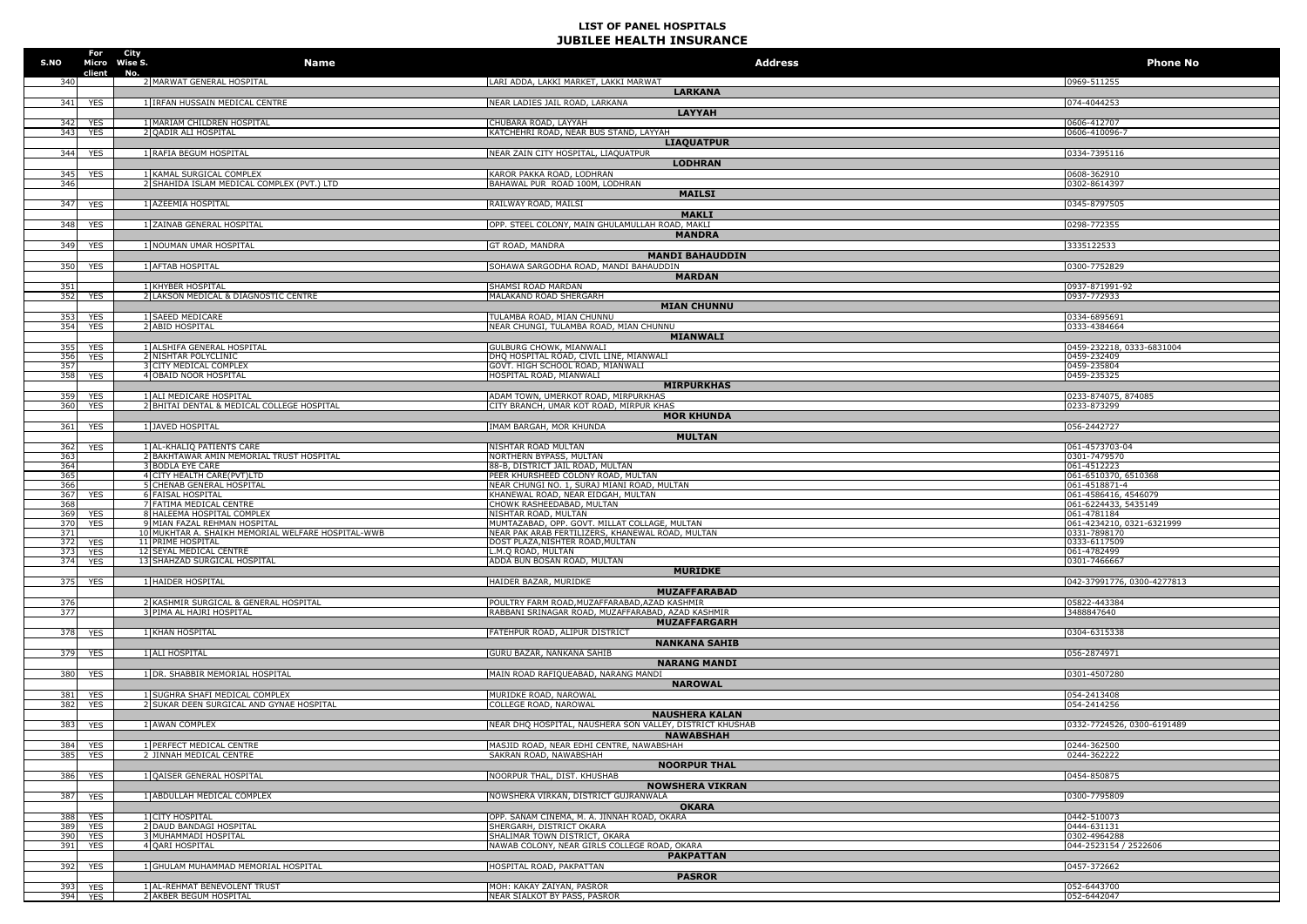# LIST OF PANEL HOSPITALS
## JUBILEE HEALTH INSURANCE

| S.NO | For Micro client | City Wise S. No. | Name | Address | Phone No |
|---|---|---|---|---|---|
| 340 | | 2 | MARWAT GENERAL HOSPITAL | LARI ADDA, LAKKI MARKET, LAKKI MARWAT | 0969-511255 |
| | | | | **LARKANA** | |
| 341 | YES | 1 | IRFAN HUSSAIN MEDICAL CENTRE | NEAR LADIES JAIL ROAD, LARKANA | 074-4044253 |
| | | | | **LAYYAH** | |
| 342 | YES | 1 | MARIAM CHILDREN HOSPITAL | CHUBARA ROAD, LAYYAH | 0606-412707 |
| 343 | YES | 2 | QADIR ALI HOSPITAL | KATCHEHRI ROAD, NEAR BUS STAND, LAYYAH | 0606-410096-7 |
| | | | | **LIAQUATPUR** | |
| 344 | YES | 1 | RAFIA BEGUM HOSPITAL | NEAR ZAIN CITY HOSPITAL, LIAQUATPUR | 0334-7395116 |
| | | | | **LODHRAN** | |
| 345 | YES | 1 | KAMAL SURGICAL COMPLEX | KAROR PAKKA ROAD, LODHRAN | 0608-362910 |
| 346 | | 2 | SHAHIDA ISLAM MEDICAL COMPLEX (PVT.) LTD | BAHAWAL PUR ROAD 100M, LODHRAN | 0302-8614397 |
| | | | | **MAILSI** | |
| 347 | YES | 1 | AZEEMIA HOSPITAL | RAILWAY ROAD, MAILSI | 0345-8797505 |
| | | | | **MAKLI** | |
| 348 | YES | 1 | ZAINAB GENERAL HOSPITAL | OPP. STEEL COLONY, MAIN GHULAMULLAH ROAD, MAKLI | 0298-772355 |
| | | | | **MANDRA** | |
| 349 | YES | 1 | NOUMAN UMAR HOSPITAL | GT ROAD, MANDRA | 3335122533 |
| | | | | **MANDI BAHAUDDIN** | |
| 350 | YES | 1 | AFTAB HOSPITAL | SOHAWA SARGODHA ROAD, MANDI BAHAUDDIN | 0300-7752829 |
| | | | | **MARDAN** | |
| 351 | | 1 | KHYBER HOSPITAL | SHAMSI ROAD MARDAN | 0937-871991-92 |
| 352 | YES | 2 | LAKSON MEDICAL & DIAGNOSTIC CENTRE | MALAKAND ROAD SHERGARH | 0937-772933 |
| | | | | **MIAN CHUNNU** | |
| 353 | YES | 1 | SAEED MEDICARE | TULAMBA ROAD, MIAN CHUNNU | 0334-6895691 |
| 354 | YES | 2 | ABID HOSPITAL | NEAR CHUNGI, TULAMBA ROAD, MIAN CHUNNU | 0333-4384664 |
| | | | | **MIANWALI** | |
| 355 | YES | 1 | ALSHIFA GENERAL HOSPITAL | GULBURG CHOWK, MIANWALI | 0459-232218, 0333-6831004 |
| 356 | YES | 2 | NISHTAR POLYCLINIC | DHQ HOSPITAL ROAD, CIVIL LINE, MIANWALI | 0459-232409 |
| 357 | | 3 | CITY MEDICAL COMPLEX | GOVT. HIGH SCHOOL ROAD, MIANWALI | 0459-235804 |
| 358 | YES | 4 | OBAID NOOR HOSPITAL | HOSPITAL ROAD, MIANWALI | 0459-235325 |
| | | | | **MIRPURKHAS** | |
| 359 | YES | 1 | ALI MEDICARE HOSPITAL | ADAM TOWN, UMERKOT ROAD, MIRPURKHAS | 0233-874075, 874085 |
| 360 | YES | 2 | BHITAI DENTAL & MEDICAL COLLEGE HOSPITAL | CITY BRANCH, UMAR KOT ROAD, MIRPUR KHAS | 0233-873299 |
| | | | | **MOR KHUNDA** | |
| 361 | YES | 1 | JAVED HOSPITAL | IMAM BARGAH, MOR KHUNDA | 056-2442727 |
| | | | | **MULTAN** | |
| 362 | YES | 1 | AL-KHALIQ PATIENTS CARE | NISHTAR ROAD MULTAN | 061-4573703-04 |
| 363 | | 2 | BAKHTAWAR AMIN MEMORIAL TRUST HOSPITAL | NORTHERN BYPASS, MULTAN | 0301-7479570 |
| 364 | | 3 | BODLA EYE CARE | 88-B, DISTRICT JAIL ROAD, MULTAN | 061-4512223 |
| 365 | | 4 | CITY HEALTH CARE(PVT)LTD | PEER KHURSHEED COLONY ROAD, MULTAN | 061-6510370, 6510368 |
| 366 | | 5 | CHENAB GENERAL HOSPITAL | NEAR CHUNGI NO. 1, SURAJ MIANI ROAD, MULTAN | 061-4518871-4 |
| 367 | YES | 6 | FAISAL HOSPITAL | KHANEWAL ROAD, NEAR EIDGAH, MULTAN | 061-4586416, 4546079 |
| 368 | | 7 | FATIMA MEDICAL CENTRE | CHOWK RASHEEDABAD, MULTAN | 061-6224433, 5435149 |
| 369 | YES | 8 | HALEEMA HOSPITAL COMPLEX | NISHTAR ROAD, MULTAN | 061-4781184 |
| 370 | YES | 9 | MIAN FAZAL REHMAN HOSPITAL | MUMTAZABAD, OPP. GOVT. MILLAT COLLAGE, MULTAN | 061-4234210, 0321-6321999 |
| 371 | | 10 | MUKHTAR A. SHAIKH MEMORIAL WELFARE HOSPITAL-WWB | NEAR PAK ARAB FERTILIZERS, KHANEWAL ROAD, MULTAN | 0331-7898170 |
| 372 | YES | 11 | PRIME HOSPITAL | DOST PLAZA,NISHTER ROAD,MULTAN | 0333-6117509 |
| 373 | YES | 12 | SEYAL MEDICAL CENTRE | L.M.Q ROAD, MULTAN | 061-4782499 |
| 374 | YES | 13 | SHAHZAD SURGICAL HOSPITAL | ADDA BUN BOSAN ROAD, MULTAN | 0301-7466667 |
| | | | | **MURIDKE** | |
| 375 | YES | 1 | HAIDER HOSPITAL | HAIDER BAZAR, MURIDKE | 042-37991776, 0300-4277813 |
| | | | | **MUZAFFARABAD** | |
| 376 | | 2 | KASHMIR SURGICAL & GENERAL HOSPITAL | POULTRY FARM ROAD,MUZAFFARABAD,AZAD KASHMIR | 05822-443384 |
| 377 | | 3 | PIMA AL HAJRI HOSPITAL | RABBANI SRINAGAR ROAD, MUZAFFARABAD, AZAD KASHMIR | 3488847640 |
| | | | | **MUZAFFARGARH** | |
| 378 | YES | 1 | KHAN HOSPITAL | FATEHPUR ROAD, ALIPUR DISTRICT | 0304-6315338 |
| | | | | **NANKANA SAHIB** | |
| 379 | YES | 1 | ALI HOSPITAL | GURU BAZAR, NANKANA SAHIB | 056-2874971 |
| | | | | **NARANG MANDI** | |
| 380 | YES | 1 | DR. SHABBIR MEMORIAL HOSPITAL | MAIN ROAD RAFIQUEABAD, NARANG MANDI | 0301-4507280 |
| | | | | **NAROWAL** | |
| 381 | YES | 1 | SUGHRA SHAFI MEDICAL COMPLEX | MURIDKE ROAD, NAROWAL | 054-2413408 |
| 382 | YES | 2 | SUKAR DEEN SURGICAL AND GYNAE HOSPITAL | COLLEGE ROAD, NAROWAL | 054-2414256 |
| | | | | **NAUSHERA KALAN** | |
| 383 | YES | 1 | AWAN COMPLEX | NEAR DHQ HOSPITAL, NAUSHERA SON VALLEY, DISTRICT KHUSHAB | 0332-7724526, 0300-6191489 |
| | | | | **NAWABSHAH** | |
| 384 | YES | 1 | PERFECT MEDICAL CENTRE | MASJID ROAD, NEAR EDHI CENTRE, NAWABSHAH | 0244-362500 |
| 385 | YES | 2 | JINNAH MEDICAL CENTRE | SAKRAN ROAD, NAWABSHAH | 0244-362222 |
| | | | | **NOORPUR THAL** | |
| 386 | YES | 1 | QAISER GENERAL HOSPITAL | NOORPUR THAL, DIST. KHUSHAB | 0454-850875 |
| | | | | **NOWSHERA VIKRAN** | |
| 387 | YES | 1 | ABDULLAH MEDICAL COMPLEX | NOWSHERA VIRKAN, DISTRICT GUJRANWALA | 0300-7795809 |
| | | | | **OKARA** | |
| 388 | YES | 1 | CITY HOSPITAL | OPP. SANAM CINEMA, M. A. JINNAH ROAD, OKARA | 0442-510073 |
| 389 | YES | 2 | DAUD BANDAGI HOSPITAL | SHERGARH, DISTRICT OKARA | 0444-631131 |
| 390 | YES | 3 | MUHAMMADI HOSPITAL | SHALIMAR TOWN DISTRICT, OKARA | 0302-4964288 |
| 391 | YES | 4 | QARI HOSPITAL | NAWAB COLONY, NEAR GIRLS COLLEGE ROAD, OKARA | 044-2523154 / 2522606 |
| | | | | **PAKPATTAN** | |
| 392 | YES | 1 | GHULAM MUHAMMAD MEMORIAL HOSPITAL | HOSPITAL ROAD, PAKPATTAN | 0457-372662 |
| | | | | **PASROR** | |
| 393 | YES | 1 | AL-REHMAT BENEVOLENT TRUST | MOH: KAKAY ZAIYAN, PASROR | 052-6443700 |
| 394 | YES | 2 | AKBER BEGUM HOSPITAL | NEAR SIALKOT BY PASS, PASROR | 052-6442047 |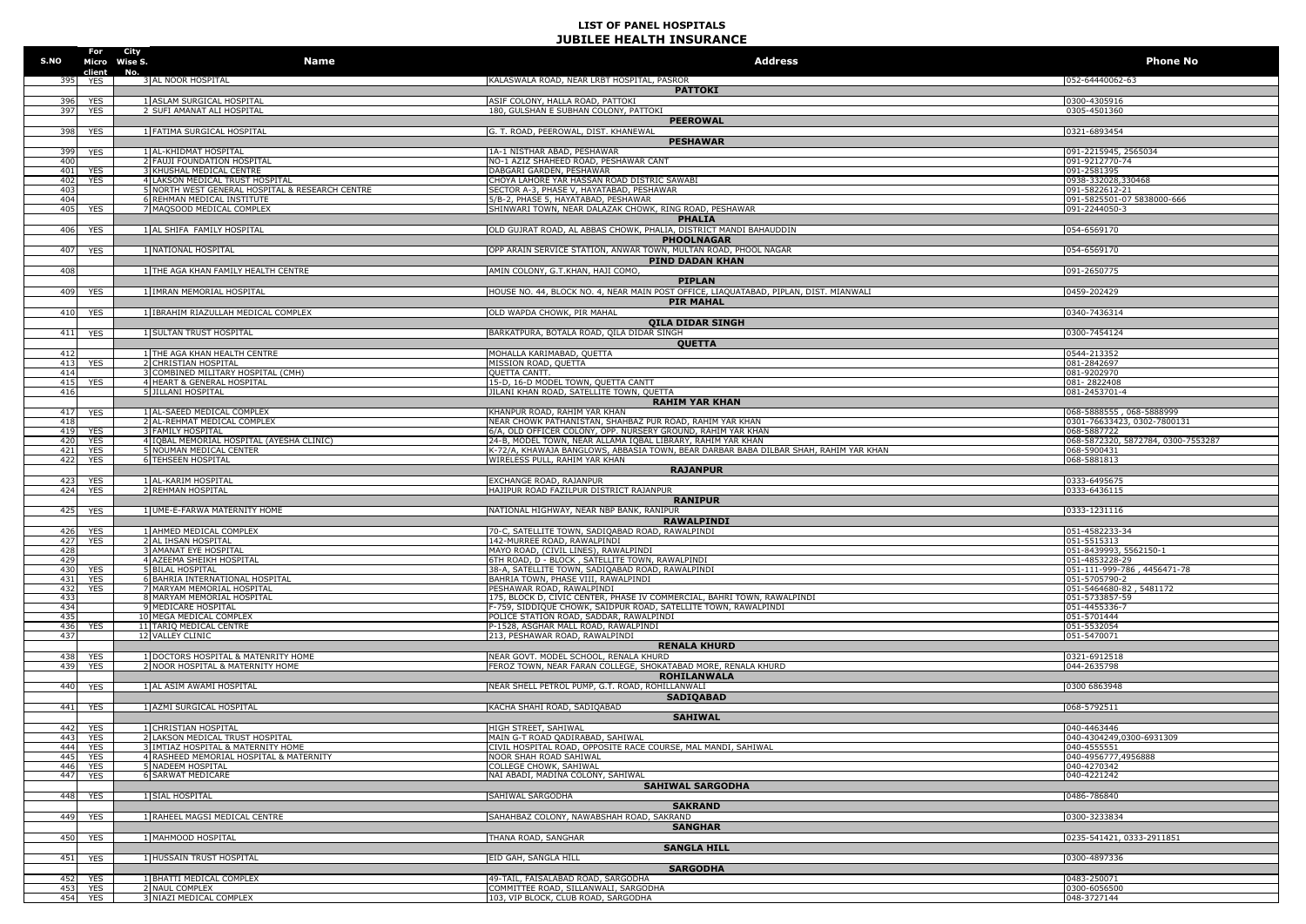# LIST OF PANEL HOSPITALS
## JUBILEE HEALTH INSURANCE

| S.NO | For Micro client | City Wise S. No. | Name | Address | Phone No |
|---|---|---|---|---|---|
| 395 | YES | 3 | AL NOOR HOSPITAL | KALASWALA ROAD, NEAR LRBT HOSPITAL, PASROR | 052-64440062-63 |
| | | | | **PATTOKI** | |
| 396 | YES | 1 | ASLAM SURGICAL HOSPITAL | ASIF COLONY, HALLA ROAD, PATTOKI | 0300-4305916 |
| 397 | YES | 2 | SUFI AMANAT ALI HOSPITAL | 180, GULSHAN E SUBHAN COLONY, PATTOKI | 0305-4501360 |
| | | | | **PEEROWAL** | |
| 398 | YES | 1 | FATIMA SURGICAL HOSPITAL | G. T. ROAD, PEEROWAL, DIST. KHANEWAL | 0321-6893454 |
| | | | | **PESHAWAR** | |
| 399 | YES | 1 | AL-KHIDMAT HOSPITAL | 1A-1 NISTHAR ABAD, PESHAWAR | 091-2215945, 2565034 |
| 400 | | 2 | FAUJI FOUNDATION HOSPITAL | NO-1 AZIZ SHAHEED ROAD, PESHAWAR CANT | 091-9212770-74 |
| 401 | YES | 3 | KHUSHAL MEDICAL CENTRE | DABGARI GARDEN, PESHAWAR | 091-2581395 |
| 402 | YES | 4 | LAKSON MEDICAL TRUST HOSPITAL | CHOYA LAHORE YAR HASSAN ROAD DISTRIC SAWABI | 0938-332028,330468 |
| 403 | | 5 | NORTH WEST GENERAL HOSPITAL & RESEARCH CENTRE | SECTOR A-3, PHASE V, HAYATABAD, PESHAWAR | 091-5822612-21 |
| 404 | | 6 | REHMAN MEDICAL INSTITUTE | 5/B-2, PHASE 5, HAYATABAD, PESHAWAR | 091-5825501-07 5838000-666 |
| 405 | YES | 7 | MAQSOOD MEDICAL COMPLEX | SHINWARI TOWN, NEAR DALAZAK CHOWK, RING ROAD, PESHAWAR | 091-2244050-3 |
| | | | | **PHALIA** | |
| 406 | YES | 1 | AL SHIFA FAMILY HOSPITAL | OLD GUJRAT ROAD, AL ABBAS CHOWK, PHALIA, DISTRICT MANDI BAHAUDDIN | 054-6569170 |
| | | | | **PHOOLNAGAR** | |
| 407 | YES | 1 | NATIONAL HOSPITAL | OPP ARAIN SERVICE STATION, ANWAR TOWN, MULTAN ROAD, PHOOL NAGAR | 054-6569170 |
| | | | | **PIND DADAN KHAN** | |
| 408 | | 1 | THE AGA KHAN FAMILY HEALTH CENTRE | AMIN COLONY, G.T.KHAN, HAJI COMO, | 091-2650775 |
| | | | | **PIPLAN** | |
| 409 | YES | 1 | IMRAN MEMORIAL HOSPITAL | HOUSE NO. 44, BLOCK NO. 4, NEAR MAIN POST OFFICE, LIAQUATABAD, PIPLAN, DIST. MIANWALI | 0459-202429 |
| | | | | **PIR MAHAL** | |
| 410 | YES | 1 | IBRAHIM RIAZULLAH MEDICAL COMPLEX | OLD WAPDA CHOWK, PIR MAHAL | 0340-7436314 |
| | | | | **QILA DIDAR SINGH** | |
| 411 | YES | 1 | SULTAN TRUST HOSPITAL | BARKATPURA, BOTALA ROAD, QILA DIDAR SINGH | 0300-7454124 |
| | | | | **QUETTA** | |
| 412 | | 1 | THE AGA KHAN HEALTH CENTRE | MOHALLA KARIMABAD, QUETTA | 0544-213352 |
| 413 | YES | 2 | CHRISTIAN HOSPITAL | MISSION ROAD, QUETTA | 081-2842697 |
| 414 | | 3 | COMBINED MILITARY HOSPITAL (CMH) | QUETTA CANTT. | 081-9202970 |
| 415 | YES | 4 | HEART & GENERAL HOSPITAL | 15-D, 16-D MODEL TOWN, QUETTA CANTT | 081- 2822408 |
| 416 | | 5 | JILLANI HOSPITAL | JILANI KHAN ROAD, SATELLITE TOWN, QUETTA | 081-2453701-4 |
| | | | | **RAHIM YAR KHAN** | |
| 417 | YES | 1 | AL-SAEED MEDICAL COMPLEX | KHANPUR ROAD, RAHIM YAR KHAN | 068-5888555 , 068-5888999 |
| 418 | | 2 | AL-REHMAT MEDICAL COMPLEX | NEAR CHOWK PATHANISTAN, SHAHBAZ PUR ROAD, RAHIM YAR KHAN | 0301-76633423, 0302-7800131 |
| 419 | YES | 3 | FAMILY HOSPITAL | 6/A, OLD OFFICER COLONY, OPP. NURSERY GROUND, RAHIM YAR KHAN | 068-5887722 |
| 420 | YES | 4 | IQBAL MEMORIAL HOSPITAL (AYESHA CLINIC) | 24-B, MODEL TOWN, NEAR ALLAMA IQBAL LIBRARY, RAHIM YAR KHAN | 068-5872320, 5872784, 0300-7553287 |
| 421 | YES | 5 | NOUMAN MEDICAL CENTER | K-72/A, KHAWAJA BANGLOWS, ABBASIA TOWN, BEAR DARBAR BABA DILBAR SHAH, RAHIM YAR KHAN | 068-5900431 |
| 422 | YES | 6 | TEHSEEN HOSPITAL | WIRELESS PULL, RAHIM YAR KHAN | 068-5881813 |
| | | | | **RAJANPUR** | |
| 423 | YES | 1 | AL-KARIM HOSPITAL | EXCHANGE ROAD, RAJANPUR | 0333-6495675 |
| 424 | YES | 2 | REHMAN HOSPITAL | HAJIPUR ROAD FAZILPUR DISTRICT RAJANPUR | 0333-6436115 |
| | | | | **RANIPUR** | |
| 425 | YES | 1 | UME-E-FARWA MATERNITY HOME | NATIONAL HIGHWAY, NEAR NBP BANK, RANIPUR | 0333-1231116 |
| | | | | **RAWALPINDI** | |
| 426 | YES | 1 | AHMED MEDICAL COMPLEX | 70-C, SATELLITE TOWN, SADIQABAD ROAD, RAWALPINDI | 051-4582233-34 |
| 427 | YES | 2 | AL IHSAN HOSPITAL | 142-MURREE ROAD, RAWALPINDI | 051-5515313 |
| 428 | | 3 | AMANAT EYE HOSPITAL | MAYO ROAD, (CIVIL LINES), RAWALPINDI | 051-8439993, 5562150-1 |
| 429 | | 4 | AZEEMA SHEIKH HOSPITAL | 6TH ROAD, D - BLOCK , SATELLITE TOWN, RAWALPINDI | 051-4853228-29 |
| 430 | YES | 5 | BILAL HOSPITAL | 38-A, SATELLITE TOWN, SADIQABAD ROAD, RAWALPINDI | 051-111-999-786 , 4456471-78 |
| 431 | YES | 6 | BAHRIA INTERNATIONAL HOSPITAL | BAHRIA TOWN, PHASE VIII, RAWALPINDI | 051-5705790-2 |
| 432 | YES | 7 | MARYAM MEMORIAL HOSPITAL | PESHAWAR ROAD, RAWALPINDI | 051-5464680-82 , 5481172 |
| 433 | | 8 | MARYAM MEMORIAL HOSPITAL | 175, BLOCK D, CIVIC CENTER, PHASE IV COMMERCIAL, BAHRI TOWN, RAWALPINDI | 051-5733857-59 |
| 434 | | 9 | MEDICARE HOSPITAL | F-759, SIDDIQUE CHOWK, SAIDPUR ROAD, SATELLITE TOWN, RAWALPINDI | 051-4455336-7 |
| 435 | | 10 | MEGA MEDICAL COMPLEX | POLICE STATION ROAD, SADDAR, RAWALPINDI | 051-5701444 |
| 436 | YES | 11 | TARIQ MEDICAL CENTRE | P-1528, ASGHAR MALL ROAD, RAWALPINDI | 051-5532054 |
| 437 | | 12 | VALLEY CLINIC | 213, PESHAWAR ROAD, RAWALPINDI | 051-5470071 |
| | | | | **RENALA KHURD** | |
| 438 | YES | 1 | DOCTORS HOSPITAL & MATENRITY HOME | NEAR GOVT. MODEL SCHOOL, RENALA KHURD | 0321-6912518 |
| 439 | YES | 2 | NOOR HOSPITAL & MATERNITY HOME | FEROZ TOWN, NEAR FARAN COLLEGE, SHOKATABAD MORE, RENALA KHURD | 044-2635798 |
| | | | | **ROHILANWALA** | |
| 440 | YES | 1 | AL ASIM AWAMI HOSPITAL | NEAR SHELL PETROL PUMP, G.T. ROAD, ROHILLANWALI | 0300 6863948 |
| | | | | **SADIQABAD** | |
| 441 | YES | 1 | AZMI SURGICAL HOSPITAL | KACHA SHAHI ROAD, SADIQABAD | 068-5792511 |
| | | | | **SAHIWAL** | |
| 442 | YES | 1 | CHRISTIAN HOSPITAL | HIGH STREET, SAHIWAL | 040-4463446 |
| 443 | YES | 2 | LAKSON MEDICAL TRUST HOSPITAL | MAIN G-T ROAD QADIRABAD, SAHIWAL | 040-4304249,0300-6931309 |
| 444 | YES | 3 | IMTIAZ HOSPITAL & MATERNITY HOME | CIVIL HOSPITAL ROAD, OPPOSITE RACE COURSE, MAL MANDI, SAHIWAL | 040-4555551 |
| 445 | YES | 4 | RASHEED MEMORIAL HOSPITAL & MATERNITY | NOOR SHAH ROAD SAHIWAL | 040-4956777,4956888 |
| 446 | YES | 5 | NADEEM HOSPITAL | COLLEGE CHOWK, SAHIWAL | 040-4270342 |
| 447 | YES | 6 | SARWAT MEDICARE | NAI ABADI, MADINA COLONY, SAHIWAL | 040-4221242 |
| | | | | **SAHIWAL SARGODHA** | |
| 448 | YES | 1 | SIAL HOSPITAL | SAHIWAL SARGODHA | 0486-786840 |
| | | | | **SAKRAND** | |
| 449 | YES | 1 | RAHEEL MAGSI MEDICAL CENTRE | SAHAHBAZ COLONY, NAWABSHAH ROAD, SAKRAND | 0300-3233834 |
| | | | | **SANGHAR** | |
| 450 | YES | 1 | MAHMOOD HOSPITAL | THANA ROAD, SANGHAR | 0235-541421, 0333-2911851 |
| | | | | **SANGLA HILL** | |
| 451 | YES | 1 | HUSSAIN TRUST HOSPITAL | EID GAH, SANGLA HILL | 0300-4897336 |
| | | | | **SARGODHA** | |
| 452 | YES | 1 | BHATTI MEDICAL COMPLEX | 49-TAIL, FAISALABAD ROAD, SARGODHA | 0483-250071 |
| 453 | YES | 2 | NAUL COMPLEX | COMMITTEE ROAD, SILLANWALI, SARGODHA | 0300-6056500 |
| 454 | YES | 3 | NIAZI MEDICAL COMPLEX | 103, VIP BLOCK, CLUB ROAD, SARGODHA | 048-3727144 |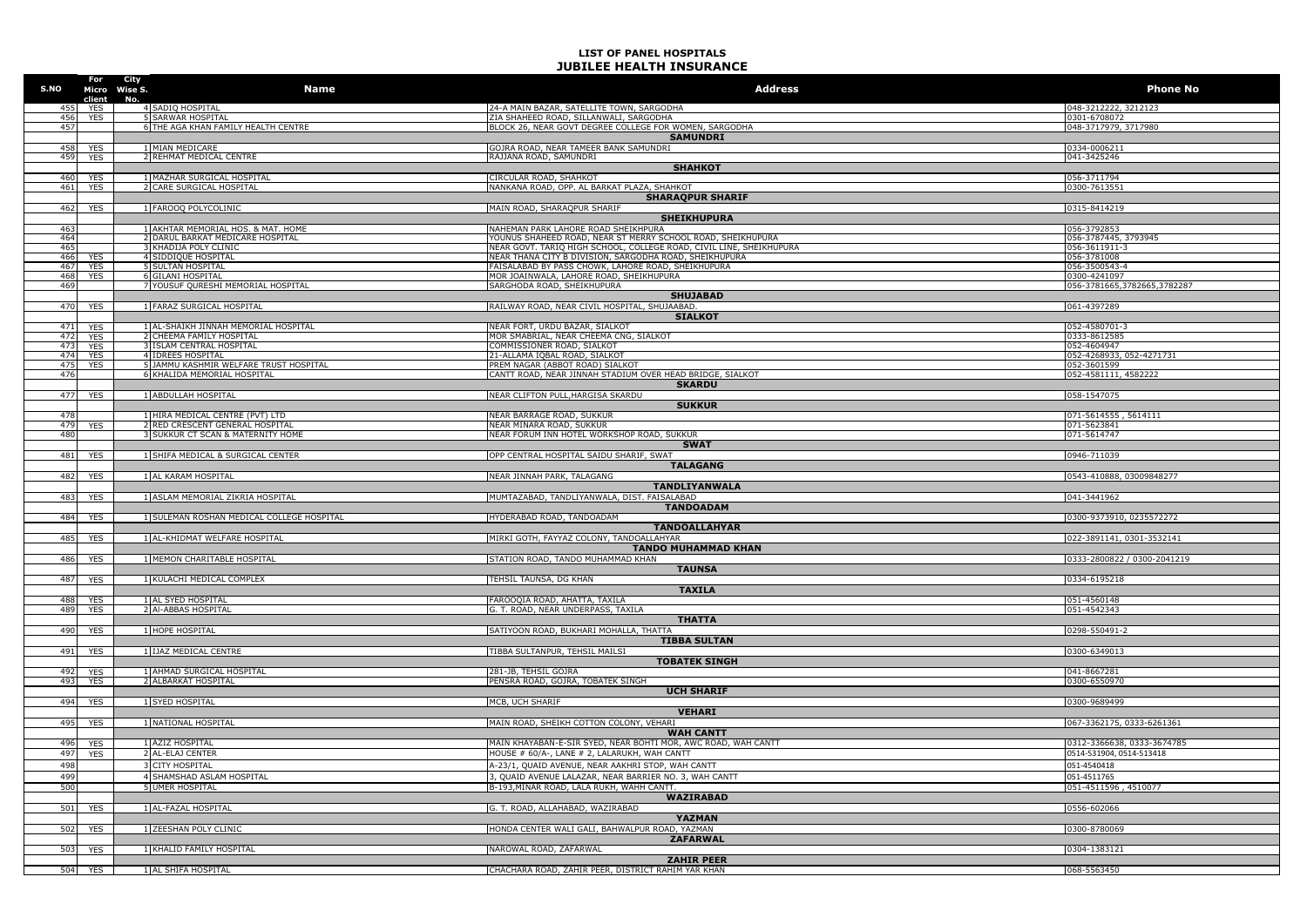# LIST OF PANEL HOSPITALS
# JUBILEE HEALTH INSURANCE

| S.NO | For Micro client | City Wise S. No. | Name | Address | Phone No |
|---|---|---|---|---|---|
| 455 | YES | 4 | SADIQ HOSPITAL | 24-A MAIN BAZAR, SATELLITE TOWN, SARGODHA | 048-3212222, 3212123 |
| 456 | YES | 5 | SARWAR HOSPITAL | ZIA SHAHEED ROAD, SILLANWALI, SARGODHA | 0301-6708072 |
| 457 | | 6 | THE AGA KHAN FAMILY HEALTH CENTRE | BLOCK 26, NEAR GOVT DEGREE COLLEGE FOR WOMEN, SARGODHA | 048-3717979, 3717980 |
| | | | | **SAMUNDRI** | |
| 458 | YES | 1 | MIAN MEDICARE | GOJRA ROAD, NEAR TAMEER BANK SAMUNDRI | 0334-0006211 |
| 459 | YES | 2 | REHMAT MEDICAL CENTRE | RAJJANA ROAD, SAMUNDRI | 041-3425246 |
| | | | | **SHAHKOT** | |
| 460 | YES | 1 | MAZHAR SURGICAL HOSPITAL | CIRCULAR ROAD, SHAHKOT | 056-3711794 |
| 461 | YES | 2 | CARE SURGICAL HOSPITAL | NANKANA ROAD, OPP. AL BARKAT PLAZA, SHAHKOT | 0300-7613551 |
| | | | | **SHARAQPUR SHARIF** | |
| 462 | YES | 1 | FAROOQ POLYCOLINIC | MAIN ROAD, SHARAQPUR SHARIF | 0315-8414219 |
| | | | | **SHEIKHUPURA** | |
| 463 | | 1 | AKHTAR MEMORIAL HOS. & MAT. HOME | NAHEMAN PARK LAHORE ROAD SHEIKHPURA | 056-3792853 |
| 464 | | 2 | DARUL BARKAT MEDICARE HOSPITAL | YOUNUS SHAHEED ROAD, NEAR ST MERRY SCHOOL ROAD, SHEIKHUPURA | 056-3787445, 3793945 |
| 465 | | 3 | KHADIJA POLY CLINIC | NEAR GOVT. TARIQ HIGH SCHOOL, COLLEGE ROAD, CIVIL LINE, SHEIKHUPURA | 056-3611911-3 |
| 466 | YES | 4 | SIDDIQUE HOSPITAL | NEAR THANA CITY B DIVISION, SARGODHA ROAD, SHEIKHUPURA | 056-3781008 |
| 467 | YES | 5 | SULTAN HOSPITAL | FAISALABAD BY PASS CHOWK, LAHORE ROAD, SHEIKHUPURA | 056-3500543-4 |
| 468 | YES | 6 | GILANI HOSPITAL | MOR JOAINWALA, LAHORE ROAD, SHEIKHUPURA | 0300-4241097 |
| 469 | | 7 | YOUSUF QURESHI MEMORIAL HOSPITAL | SARGHODA ROAD, SHEIKHUPURA | 056-3781665,3782665,3782287 |
| | | | | **SHUJABAD** | |
| 470 | YES | 1 | FARAZ SURGICAL HOSPITAL | RAILWAY ROAD, NEAR CIVIL HOSPITAL, SHUJAABAD. | 061-4397289 |
| | | | | **SIALKOT** | |
| 471 | YES | 1 | AL-SHAIKH JINNAH MEMORIAL HOSPITAL | NEAR FORT, URDU BAZAR, SIALKOT | 052-4580701-3 |
| 472 | YES | 2 | CHEEMA FAMILY HOSPITAL | MOR SMABRIAL, NEAR CHEEMA CNG, SIALKOT | 0333-8612585 |
| 473 | YES | 3 | ISLAM CENTRAL HOSPITAL | COMMISSIONER ROAD, SIALKOT | 052-4604947 |
| 474 | YES | 4 | IDREES HOSPITAL | 21-ALLAMA IQBAL ROAD, SIALKOT | 052-4268933, 052-4271731 |
| 475 | YES | 5 | JAMMU KASHMIR WELFARE TRUST HOSPITAL | PREM NAGAR (ABBOT ROAD) SIALKOT | 052-3601599 |
| 476 | | 6 | KHALIDA MEMORIAL HOSPITAL | CANTT ROAD, NEAR JINNAH STADIUM OVER HEAD BRIDGE, SIALKOT | 052-4581111, 4582222 |
| | | | | **SKARDU** | |
| 477 | YES | 1 | ABDULLAH HOSPITAL | NEAR CLIFTON PULL,HARGISA SKARDU | 058-1547075 |
| | | | | **SUKKUR** | |
| 478 | | 1 | HIRA MEDICAL CENTRE (PVT) LTD | NEAR BARRAGE ROAD, SUKKUR | 071-5614555 , 5614111 |
| 479 | YES | 2 | RED CRESCENT GENERAL HOSPITAL | NEAR MINARA ROAD, SUKKUR | 071-5623841 |
| 480 | | 3 | SUKKUR CT SCAN & MATERNITY HOME | NEAR FORUM INN HOTEL WORKSHOP ROAD, SUKKUR | 071-5614747 |
| | | | | **SWAT** | |
| 481 | YES | 1 | SHIFA MEDICAL & SURGICAL CENTER | OPP CENTRAL HOSPITAL SAIDU SHARIF, SWAT | 0946-711039 |
| | | | | **TALAGANG** | |
| 482 | YES | 1 | AL KARAM HOSPITAL | NEAR JINNAH PARK, TALAGANG | 0543-410888, 03009848277 |
| | | | | **TANDLIYANWALA** | |
| 483 | YES | 1 | ASLAM MEMORIAL ZIKRIA HOSPITAL | MUMTAZABAD, TANDLIYANWALA, DIST. FAISALABAD | 041-3441962 |
| | | | | **TANDOADAM** | |
| 484 | YES | 1 | SULEMAN ROSHAN MEDICAL COLLEGE HOSPITAL | HYDERABAD ROAD, TANDOADAM | 0300-9373910, 0235572272 |
| | | | | **TANDOALLAHYAR** | |
| 485 | YES | 1 | AL-KHIDMAT WELFARE HOSPITAL | MIRKI GOTH, FAYYAZ COLONY, TANDOALLAHYAR | 022-3891141, 0301-3532141 |
| | | | | **TANDO MUHAMMAD KHAN** | |
| 486 | YES | 1 | MEMON CHARITABLE HOSPITAL | STATION ROAD, TANDO MUHAMMAD KHAN | 0333-2800822 / 0300-2041219 |
| | | | | **TAUNSA** | |
| 487 | YES | 1 | KULACHI MEDICAL COMPLEX | TEHSIL TAUNSA, DG KHAN | 0334-6195218 |
| | | | | **TAXILA** | |
| 488 | YES | 1 | AL SYED HOSPITAL | FAROOQIA ROAD, AHATTA, TAXILA | 051-4560148 |
| 489 | YES | 2 | Al-ABBAS HOSPITAL | G. T. ROAD, NEAR UNDERPASS, TAXILA | 051-4542343 |
| | | | | **THATTA** | |
| 490 | YES | 1 | HOPE HOSPITAL | SATIYOON ROAD, BUKHARI MOHALLA, THATTA | 0298-550491-2 |
| | | | | **TIBBA SULTAN** | |
| 491 | YES | 1 | IJAZ MEDICAL CENTRE | TIBBA SULTANPUR, TEHSIL MAILSI | 0300-6349013 |
| | | | | **TOBATEK SINGH** | |
| 492 | YES | 1 | AHMAD SURGICAL HOSPITAL | 281-JB, TEHSIL GOJRA | 041-8667281 |
| 493 | YES | 2 | ALBARKAT HOSPITAL | PENSRA ROAD, GOJRA, TOBATEK SINGH | 0300-6550970 |
| | | | | **UCH SHARIF** | |
| 494 | YES | 1 | SYED HOSPITAL | MCB, UCH SHARIF | 0300-9689499 |
| | | | | **VEHARI** | |
| 495 | YES | 1 | NATIONAL HOSPITAL | MAIN ROAD, SHEIKH COTTON COLONY, VEHARI | 067-3362175, 0333-6261361 |
| | | | | **WAH CANTT** | |
| 496 | YES | 1 | AZIZ HOSPITAL | MAIN KHAYABAN-E-SIR SYED, NEAR BOHTI MOR, AWC ROAD, WAH CANTT | 0312-3366638, 0333-3674785 |
| 497 | YES | 2 | AL-ELAJ CENTER | HOUSE # 60/A-, LANE # 2, LALARUKH, WAH CANTT | 0514-531904, 0514-513418 |
| 498 | | 3 | CITY HOSPITAL | A-23/1, QUAID AVENUE, NEAR AAKHRI STOP, WAH CANTT | 051-4540418 |
| 499 | | 4 | SHAMSHAD ASLAM HOSPITAL | 3, QUAID AVENUE LALAZAR, NEAR BARRIER NO. 3, WAH CANTT | 051-4511765 |
| 500 | | 5 | UMER HOSPITAL | B-193,MINAR ROAD, LALA RUKH, WAHH CANTT. | 051-4511596 , 4510077 |
| | | | | **WAZIRABAD** | |
| 501 | YES | 1 | AL-FAZAL HOSPITAL | G. T. ROAD, ALLAHABAD, WAZIRABAD | 0556-602066 |
| | | | | **YAZMAN** | |
| 502 | YES | 1 | ZEESHAN POLY CLINIC | HONDA CENTER WALI GALI, BAHWALPUR ROAD, YAZMAN | 0300-8780069 |
| | | | | **ZAFARWAL** | |
| 503 | YES | 1 | KHALID FAMILY HOSPITAL | NAROWAL ROAD, ZAFARWAL | 0304-1383121 |
| | | | | **ZAHIR PEER** | |
| 504 | YES | 1 | AL SHIFA HOSPITAL | CHACHARA ROAD, ZAHIR PEER, DISTRICT RAHIM YAR KHAN | 068-5563450 |